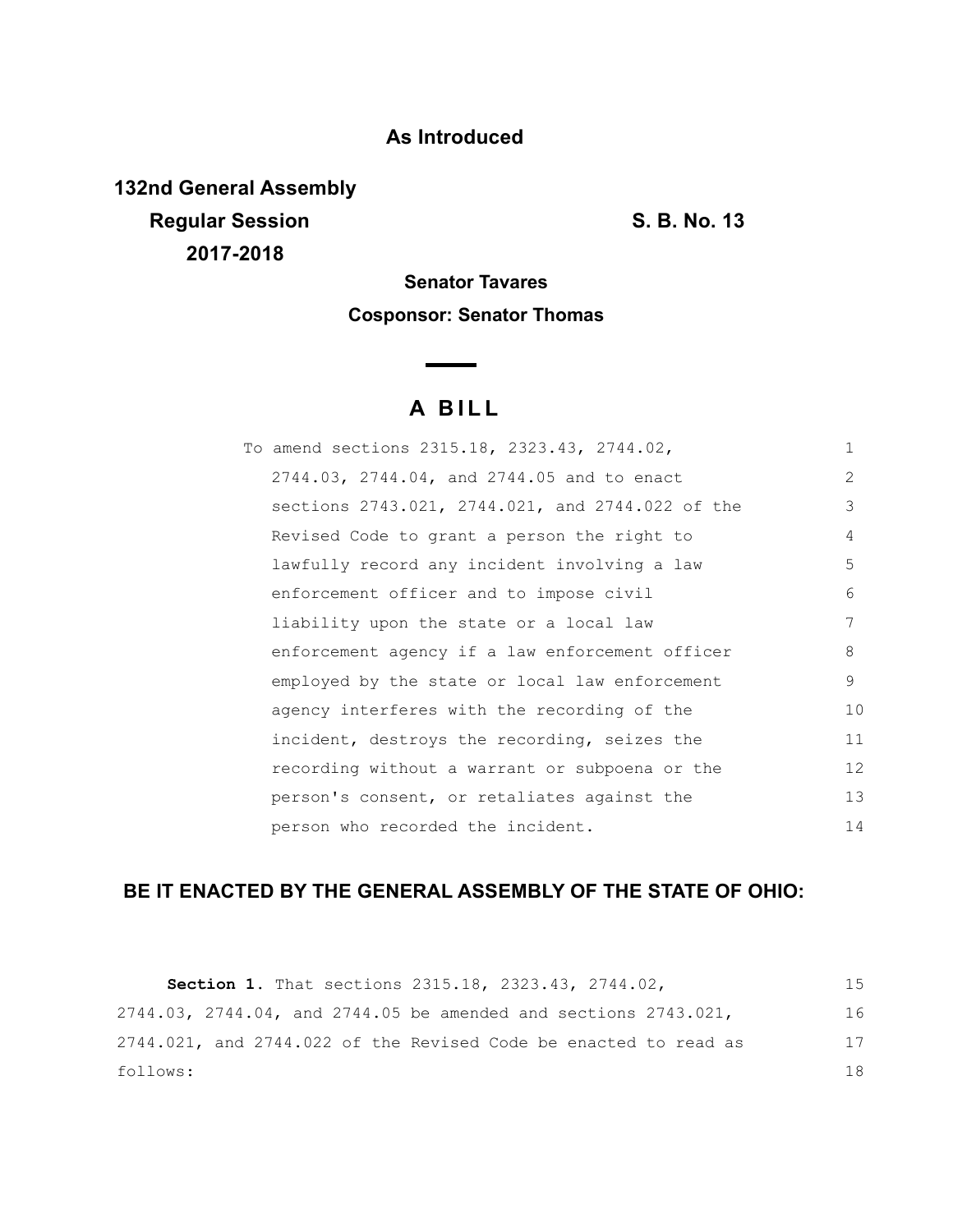**As Introduced**

**132nd General Assembly**
**Regular Session**
**2017-2018**

**S. B. No. 13**

**Senator Tavares**

**Cosponsor: Senator Thomas**

# A BILL

To amend sections 2315.18, 2323.43, 2744.02, 2744.03, 2744.04, and 2744.05 and to enact sections 2743.021, 2744.021, and 2744.022 of the Revised Code to grant a person the right to lawfully record any incident involving a law enforcement officer and to impose civil liability upon the state or a local law enforcement agency if a law enforcement officer employed by the state or local law enforcement agency interferes with the recording of the incident, destroys the recording, seizes the recording without a warrant or subpoena or the person's consent, or retaliates against the person who recorded the incident.

**BE IT ENACTED BY THE GENERAL ASSEMBLY OF THE STATE OF OHIO:**

**Section 1.** That sections 2315.18, 2323.43, 2744.02, 2744.03, 2744.04, and 2744.05 be amended and sections 2743.021, 2744.021, and 2744.022 of the Revised Code be enacted to read as follows: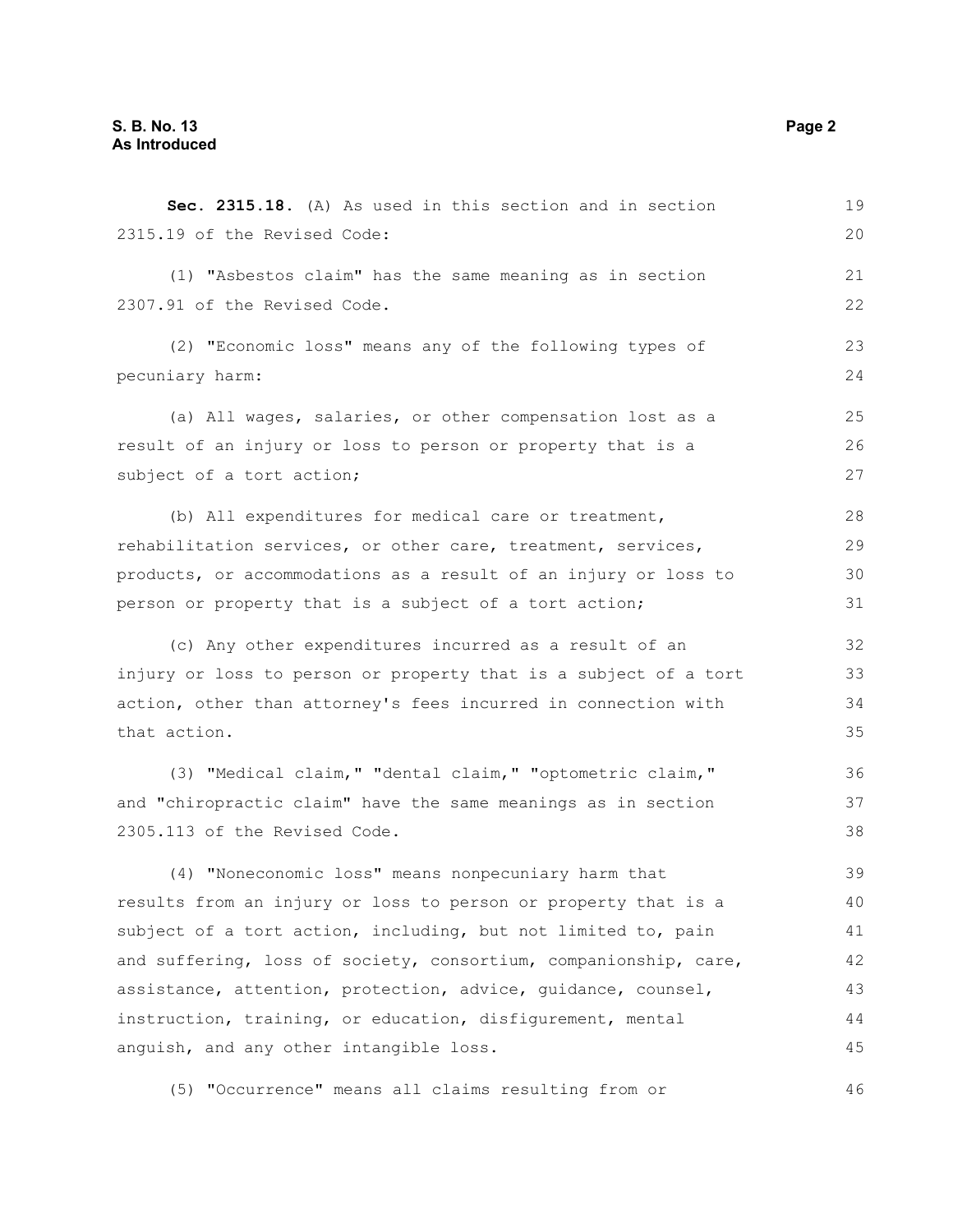**Sec. 2315.18.** (A) As used in this section and in section 2315.19 of the Revised Code:

(1) "Asbestos claim" has the same meaning as in section 2307.91 of the Revised Code.

(2) "Economic loss" means any of the following types of pecuniary harm:

(a) All wages, salaries, or other compensation lost as a result of an injury or loss to person or property that is a subject of a tort action;

(b) All expenditures for medical care or treatment, rehabilitation services, or other care, treatment, services, products, or accommodations as a result of an injury or loss to person or property that is a subject of a tort action;

(c) Any other expenditures incurred as a result of an injury or loss to person or property that is a subject of a tort action, other than attorney's fees incurred in connection with that action.

(3) "Medical claim," "dental claim," "optometric claim," and "chiropractic claim" have the same meanings as in section 2305.113 of the Revised Code.

(4) "Noneconomic loss" means nonpecuniary harm that results from an injury or loss to person or property that is a subject of a tort action, including, but not limited to, pain and suffering, loss of society, consortium, companionship, care, assistance, attention, protection, advice, guidance, counsel, instruction, training, or education, disfigurement, mental anguish, and any other intangible loss.

(5) "Occurrence" means all claims resulting from or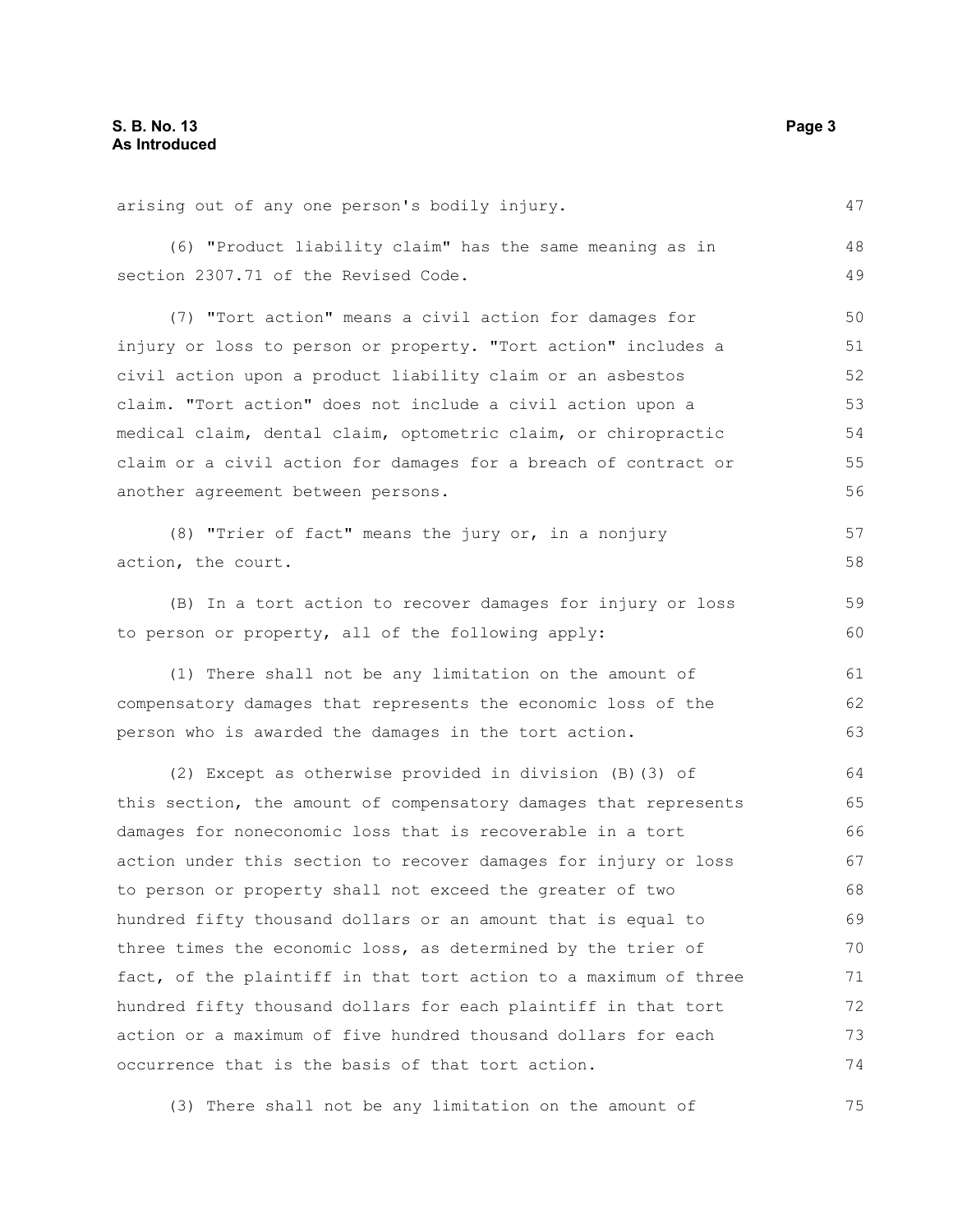arising out of any one person's bodily injury.

(6) "Product liability claim" has the same meaning as in section 2307.71 of the Revised Code.

(7) "Tort action" means a civil action for damages for injury or loss to person or property. "Tort action" includes a civil action upon a product liability claim or an asbestos claim. "Tort action" does not include a civil action upon a medical claim, dental claim, optometric claim, or chiropractic claim or a civil action for damages for a breach of contract or another agreement between persons.

(8) "Trier of fact" means the jury or, in a nonjury action, the court.

(B) In a tort action to recover damages for injury or loss to person or property, all of the following apply:

(1) There shall not be any limitation on the amount of compensatory damages that represents the economic loss of the person who is awarded the damages in the tort action.

(2) Except as otherwise provided in division (B)(3) of this section, the amount of compensatory damages that represents damages for noneconomic loss that is recoverable in a tort action under this section to recover damages for injury or loss to person or property shall not exceed the greater of two hundred fifty thousand dollars or an amount that is equal to three times the economic loss, as determined by the trier of fact, of the plaintiff in that tort action to a maximum of three hundred fifty thousand dollars for each plaintiff in that tort action or a maximum of five hundred thousand dollars for each occurrence that is the basis of that tort action.

(3) There shall not be any limitation on the amount of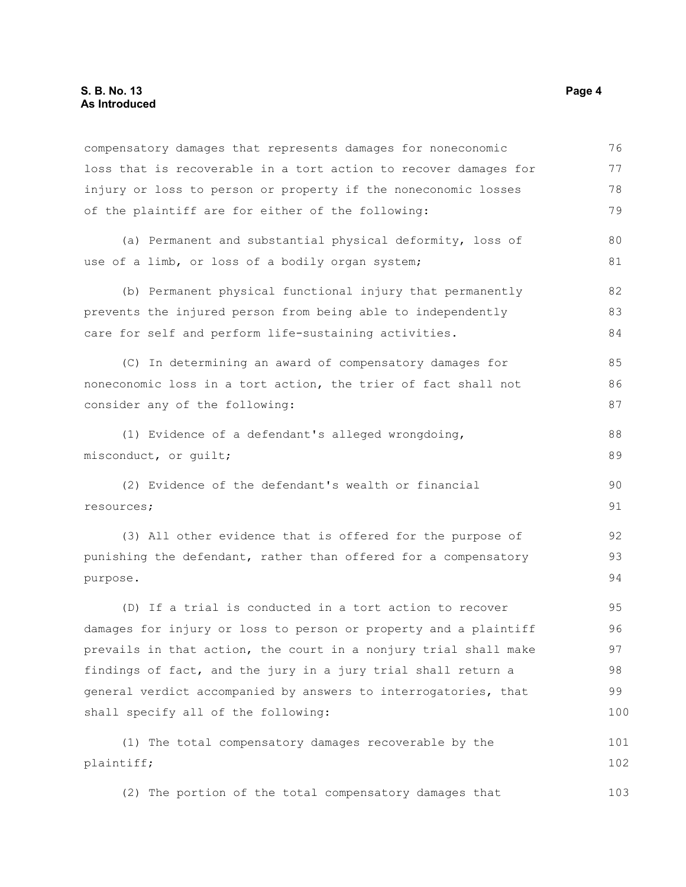compensatory damages that represents damages for noneconomic loss that is recoverable in a tort action to recover damages for injury or loss to person or property if the noneconomic losses of the plaintiff are for either of the following:

(a) Permanent and substantial physical deformity, loss of use of a limb, or loss of a bodily organ system;

(b) Permanent physical functional injury that permanently prevents the injured person from being able to independently care for self and perform life-sustaining activities.

(C) In determining an award of compensatory damages for noneconomic loss in a tort action, the trier of fact shall not consider any of the following:

(1) Evidence of a defendant's alleged wrongdoing, misconduct, or guilt;

(2) Evidence of the defendant's wealth or financial resources;

(3) All other evidence that is offered for the purpose of punishing the defendant, rather than offered for a compensatory purpose.

(D) If a trial is conducted in a tort action to recover damages for injury or loss to person or property and a plaintiff prevails in that action, the court in a nonjury trial shall make findings of fact, and the jury in a jury trial shall return a general verdict accompanied by answers to interrogatories, that shall specify all of the following:

(1) The total compensatory damages recoverable by the plaintiff;

(2) The portion of the total compensatory damages that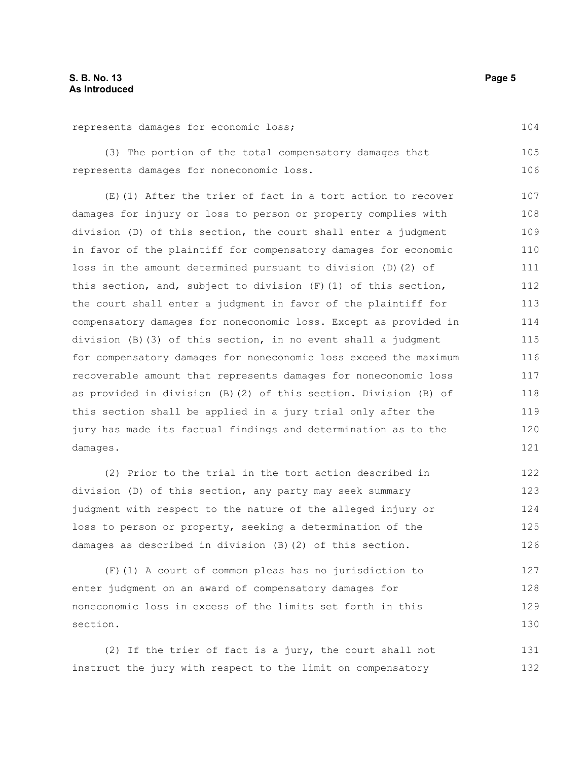represents damages for economic loss;

(3) The portion of the total compensatory damages that represents damages for noneconomic loss.

(E)(1) After the trier of fact in a tort action to recover damages for injury or loss to person or property complies with division (D) of this section, the court shall enter a judgment in favor of the plaintiff for compensatory damages for economic loss in the amount determined pursuant to division (D)(2) of this section, and, subject to division (F)(1) of this section, the court shall enter a judgment in favor of the plaintiff for compensatory damages for noneconomic loss. Except as provided in division (B)(3) of this section, in no event shall a judgment for compensatory damages for noneconomic loss exceed the maximum recoverable amount that represents damages for noneconomic loss as provided in division (B)(2) of this section. Division (B) of this section shall be applied in a jury trial only after the jury has made its factual findings and determination as to the damages.

(2) Prior to the trial in the tort action described in division (D) of this section, any party may seek summary judgment with respect to the nature of the alleged injury or loss to person or property, seeking a determination of the damages as described in division (B)(2) of this section.

(F)(1) A court of common pleas has no jurisdiction to enter judgment on an award of compensatory damages for noneconomic loss in excess of the limits set forth in this section.

(2) If the trier of fact is a jury, the court shall not instruct the jury with respect to the limit on compensatory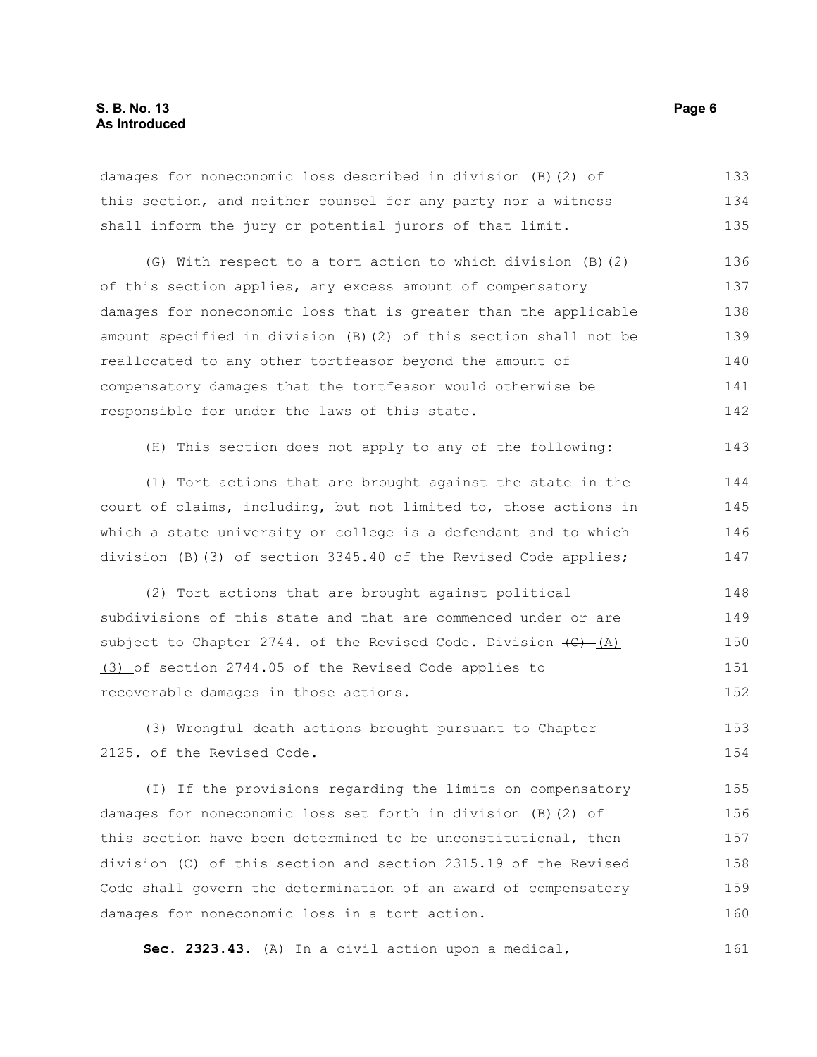damages for noneconomic loss described in division (B)(2) of this section, and neither counsel for any party nor a witness shall inform the jury or potential jurors of that limit.

(G) With respect to a tort action to which division (B)(2) of this section applies, any excess amount of compensatory damages for noneconomic loss that is greater than the applicable amount specified in division (B)(2) of this section shall not be reallocated to any other tortfeasor beyond the amount of compensatory damages that the tortfeasor would otherwise be responsible for under the laws of this state.

(H) This section does not apply to any of the following:

(1) Tort actions that are brought against the state in the court of claims, including, but not limited to, those actions in which a state university or college is a defendant and to which division (B)(3) of section 3345.40 of the Revised Code applies;

(2) Tort actions that are brought against political subdivisions of this state and that are commenced under or are subject to Chapter 2744. of the Revised Code. Division ~~(C)~~ (A)(3) of section 2744.05 of the Revised Code applies to recoverable damages in those actions.

(3) Wrongful death actions brought pursuant to Chapter 2125. of the Revised Code.

(I) If the provisions regarding the limits on compensatory damages for noneconomic loss set forth in division (B)(2) of this section have been determined to be unconstitutional, then division (C) of this section and section 2315.19 of the Revised Code shall govern the determination of an award of compensatory damages for noneconomic loss in a tort action.

**Sec. 2323.43.** (A) In a civil action upon a medical,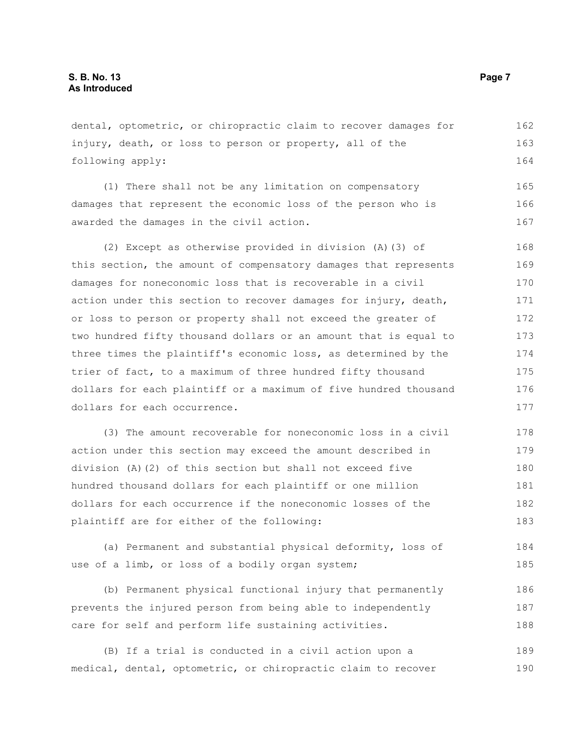dental, optometric, or chiropractic claim to recover damages for injury, death, or loss to person or property, all of the following apply:

(1) There shall not be any limitation on compensatory damages that represent the economic loss of the person who is awarded the damages in the civil action.

(2) Except as otherwise provided in division (A)(3) of this section, the amount of compensatory damages that represents damages for noneconomic loss that is recoverable in a civil action under this section to recover damages for injury, death, or loss to person or property shall not exceed the greater of two hundred fifty thousand dollars or an amount that is equal to three times the plaintiff's economic loss, as determined by the trier of fact, to a maximum of three hundred fifty thousand dollars for each plaintiff or a maximum of five hundred thousand dollars for each occurrence.

(3) The amount recoverable for noneconomic loss in a civil action under this section may exceed the amount described in division (A)(2) of this section but shall not exceed five hundred thousand dollars for each plaintiff or one million dollars for each occurrence if the noneconomic losses of the plaintiff are for either of the following:

(a) Permanent and substantial physical deformity, loss of use of a limb, or loss of a bodily organ system;

(b) Permanent physical functional injury that permanently prevents the injured person from being able to independently care for self and perform life sustaining activities.

(B) If a trial is conducted in a civil action upon a medical, dental, optometric, or chiropractic claim to recover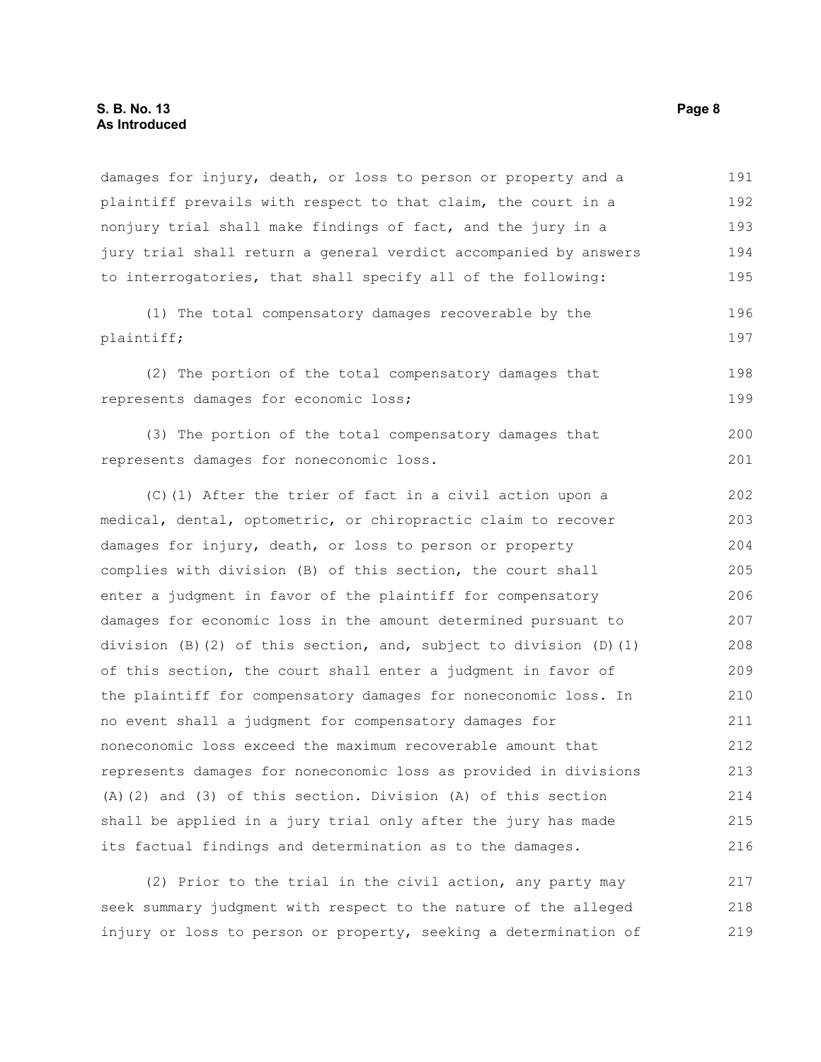damages for injury, death, or loss to person or property and a plaintiff prevails with respect to that claim, the court in a nonjury trial shall make findings of fact, and the jury in a jury trial shall return a general verdict accompanied by answers to interrogatories, that shall specify all of the following:

(1) The total compensatory damages recoverable by the plaintiff;

(2) The portion of the total compensatory damages that represents damages for economic loss;

(3) The portion of the total compensatory damages that represents damages for noneconomic loss.

(C)(1) After the trier of fact in a civil action upon a medical, dental, optometric, or chiropractic claim to recover damages for injury, death, or loss to person or property complies with division (B) of this section, the court shall enter a judgment in favor of the plaintiff for compensatory damages for economic loss in the amount determined pursuant to division (B)(2) of this section, and, subject to division (D)(1) of this section, the court shall enter a judgment in favor of the plaintiff for compensatory damages for noneconomic loss. In no event shall a judgment for compensatory damages for noneconomic loss exceed the maximum recoverable amount that represents damages for noneconomic loss as provided in divisions (A)(2) and (3) of this section. Division (A) of this section shall be applied in a jury trial only after the jury has made its factual findings and determination as to the damages.

(2) Prior to the trial in the civil action, any party may seek summary judgment with respect to the nature of the alleged injury or loss to person or property, seeking a determination of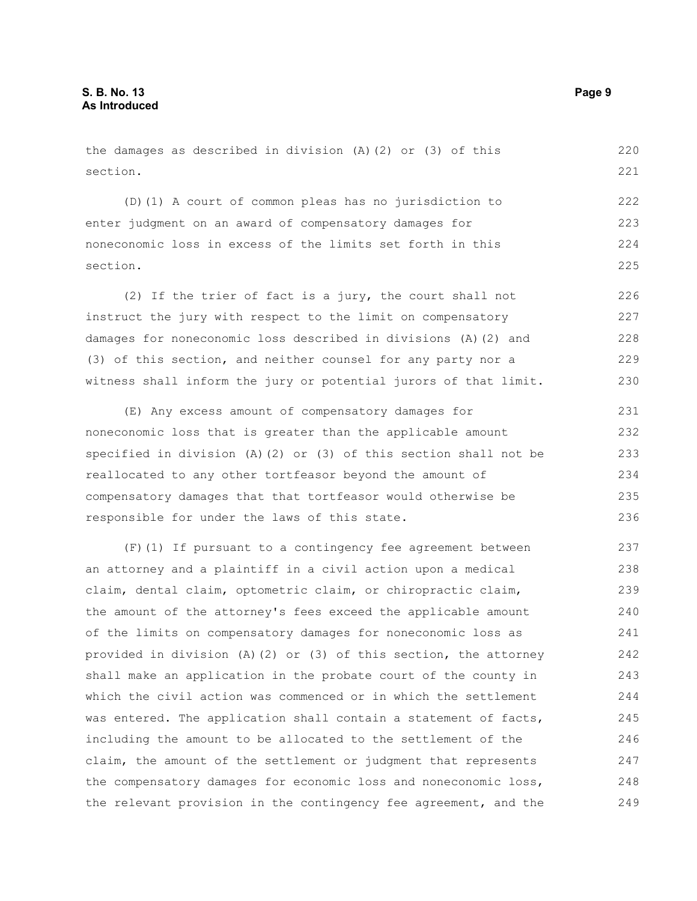the damages as described in division (A)(2) or (3) of this section.

(D)(1) A court of common pleas has no jurisdiction to enter judgment on an award of compensatory damages for noneconomic loss in excess of the limits set forth in this section.

(2) If the trier of fact is a jury, the court shall not instruct the jury with respect to the limit on compensatory damages for noneconomic loss described in divisions (A)(2) and (3) of this section, and neither counsel for any party nor a witness shall inform the jury or potential jurors of that limit.

(E) Any excess amount of compensatory damages for noneconomic loss that is greater than the applicable amount specified in division (A)(2) or (3) of this section shall not be reallocated to any other tortfeasor beyond the amount of compensatory damages that that tortfeasor would otherwise be responsible for under the laws of this state.

(F)(1) If pursuant to a contingency fee agreement between an attorney and a plaintiff in a civil action upon a medical claim, dental claim, optometric claim, or chiropractic claim, the amount of the attorney's fees exceed the applicable amount of the limits on compensatory damages for noneconomic loss as provided in division (A)(2) or (3) of this section, the attorney shall make an application in the probate court of the county in which the civil action was commenced or in which the settlement was entered. The application shall contain a statement of facts, including the amount to be allocated to the settlement of the claim, the amount of the settlement or judgment that represents the compensatory damages for economic loss and noneconomic loss, the relevant provision in the contingency fee agreement, and the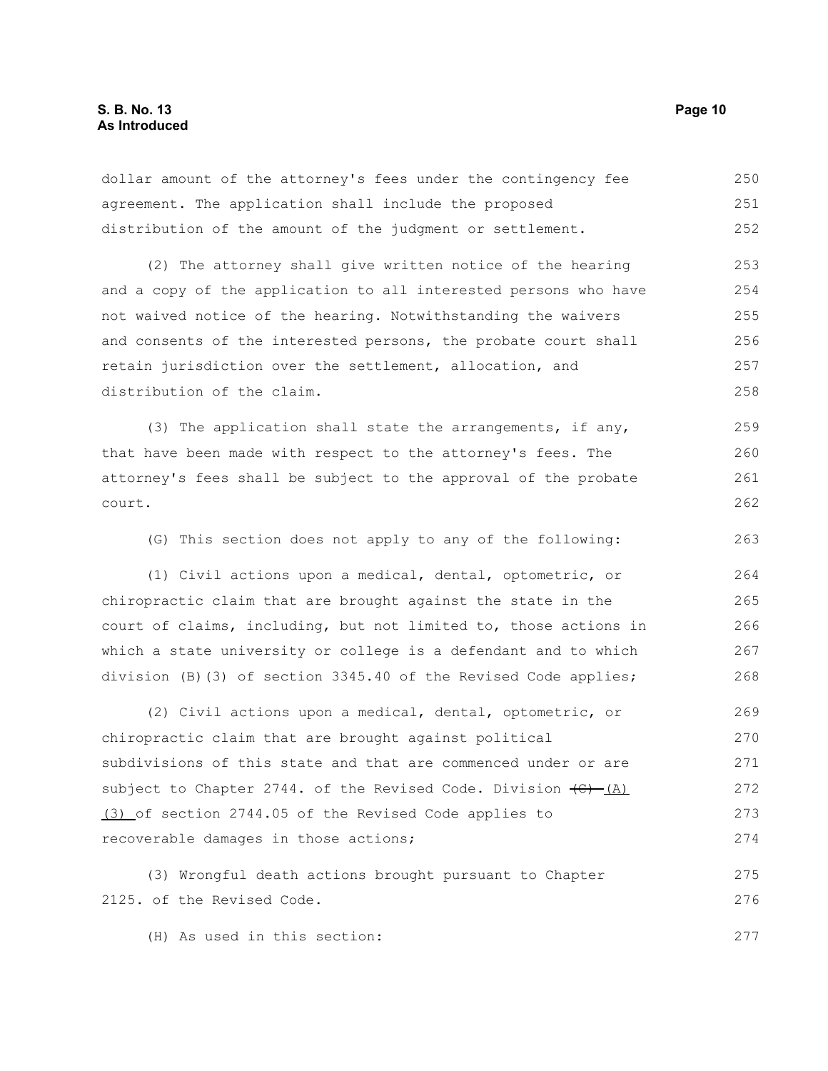dollar amount of the attorney's fees under the contingency fee agreement. The application shall include the proposed distribution of the amount of the judgment or settlement.

(2) The attorney shall give written notice of the hearing and a copy of the application to all interested persons who have not waived notice of the hearing. Notwithstanding the waivers and consents of the interested persons, the probate court shall retain jurisdiction over the settlement, allocation, and distribution of the claim.

(3) The application shall state the arrangements, if any, that have been made with respect to the attorney's fees. The attorney's fees shall be subject to the approval of the probate court.

(G) This section does not apply to any of the following:

(1) Civil actions upon a medical, dental, optometric, or chiropractic claim that are brought against the state in the court of claims, including, but not limited to, those actions in which a state university or college is a defendant and to which division (B)(3) of section 3345.40 of the Revised Code applies;

(2) Civil actions upon a medical, dental, optometric, or chiropractic claim that are brought against political subdivisions of this state and that are commenced under or are subject to Chapter 2744. of the Revised Code. Division ~~(C)~~ (A)(3) of section 2744.05 of the Revised Code applies to recoverable damages in those actions;

(3) Wrongful death actions brought pursuant to Chapter 2125. of the Revised Code.

(H) As used in this section: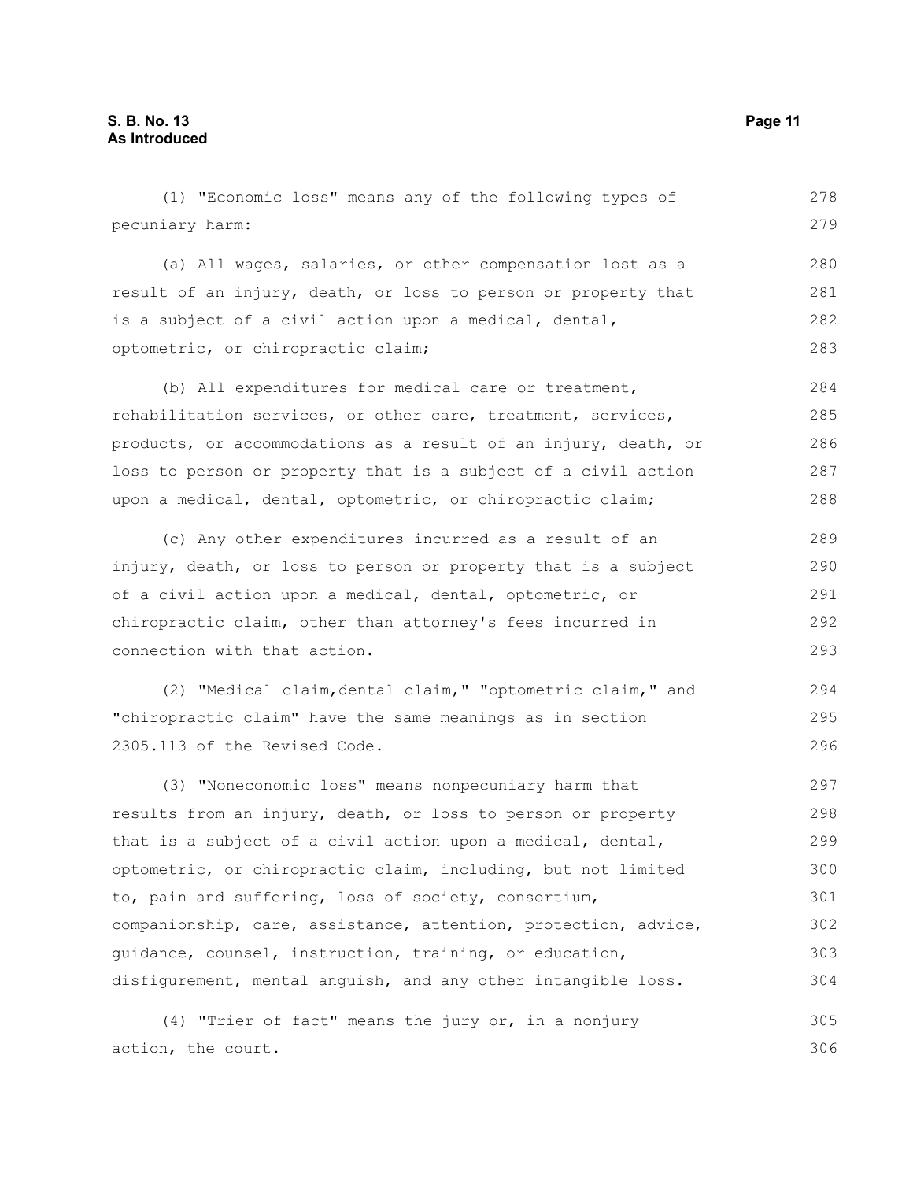(1) "Economic loss" means any of the following types of pecuniary harm:

(a) All wages, salaries, or other compensation lost as a result of an injury, death, or loss to person or property that is a subject of a civil action upon a medical, dental, optometric, or chiropractic claim;

(b) All expenditures for medical care or treatment, rehabilitation services, or other care, treatment, services, products, or accommodations as a result of an injury, death, or loss to person or property that is a subject of a civil action upon a medical, dental, optometric, or chiropractic claim;

(c) Any other expenditures incurred as a result of an injury, death, or loss to person or property that is a subject of a civil action upon a medical, dental, optometric, or chiropractic claim, other than attorney's fees incurred in connection with that action.

(2) "Medical claim,dental claim," "optometric claim," and "chiropractic claim" have the same meanings as in section 2305.113 of the Revised Code.

(3) "Noneconomic loss" means nonpecuniary harm that results from an injury, death, or loss to person or property that is a subject of a civil action upon a medical, dental, optometric, or chiropractic claim, including, but not limited to, pain and suffering, loss of society, consortium, companionship, care, assistance, attention, protection, advice, guidance, counsel, instruction, training, or education, disfigurement, mental anguish, and any other intangible loss.

(4) "Trier of fact" means the jury or, in a nonjury action, the court.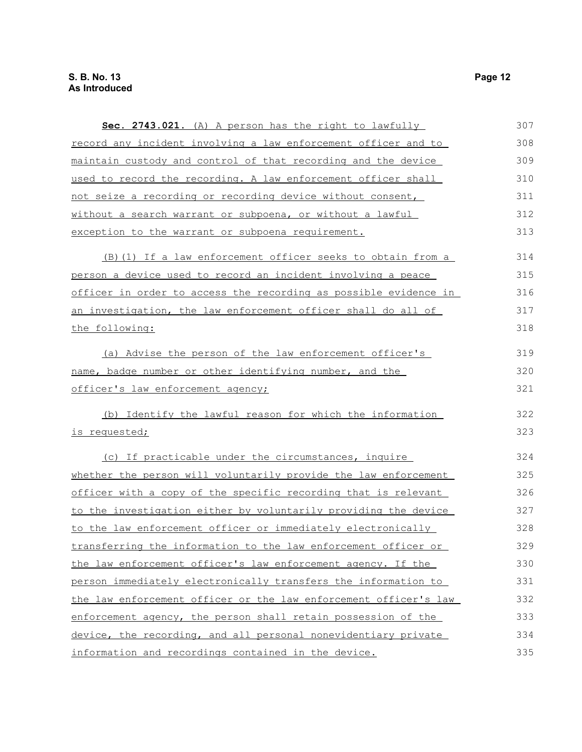**Sec. 2743.021.** (A) A person has the right to lawfully record any incident involving a law enforcement officer and to maintain custody and control of that recording and the device used to record the recording. A law enforcement officer shall not seize a recording or recording device without consent, without a search warrant or subpoena, or without a lawful exception to the warrant or subpoena requirement.

(B)(1) If a law enforcement officer seeks to obtain from a person a device used to record an incident involving a peace officer in order to access the recording as possible evidence in an investigation, the law enforcement officer shall do all of the following:

(a) Advise the person of the law enforcement officer's name, badge number or other identifying number, and the officer's law enforcement agency;

(b) Identify the lawful reason for which the information is requested;

(c) If practicable under the circumstances, inquire whether the person will voluntarily provide the law enforcement officer with a copy of the specific recording that is relevant to the investigation either by voluntarily providing the device to the law enforcement officer or immediately electronically transferring the information to the law enforcement officer or the law enforcement officer's law enforcement agency. If the person immediately electronically transfers the information to the law enforcement officer or the law enforcement officer's law enforcement agency, the person shall retain possession of the device, the recording, and all personal nonevidentiary private information and recordings contained in the device.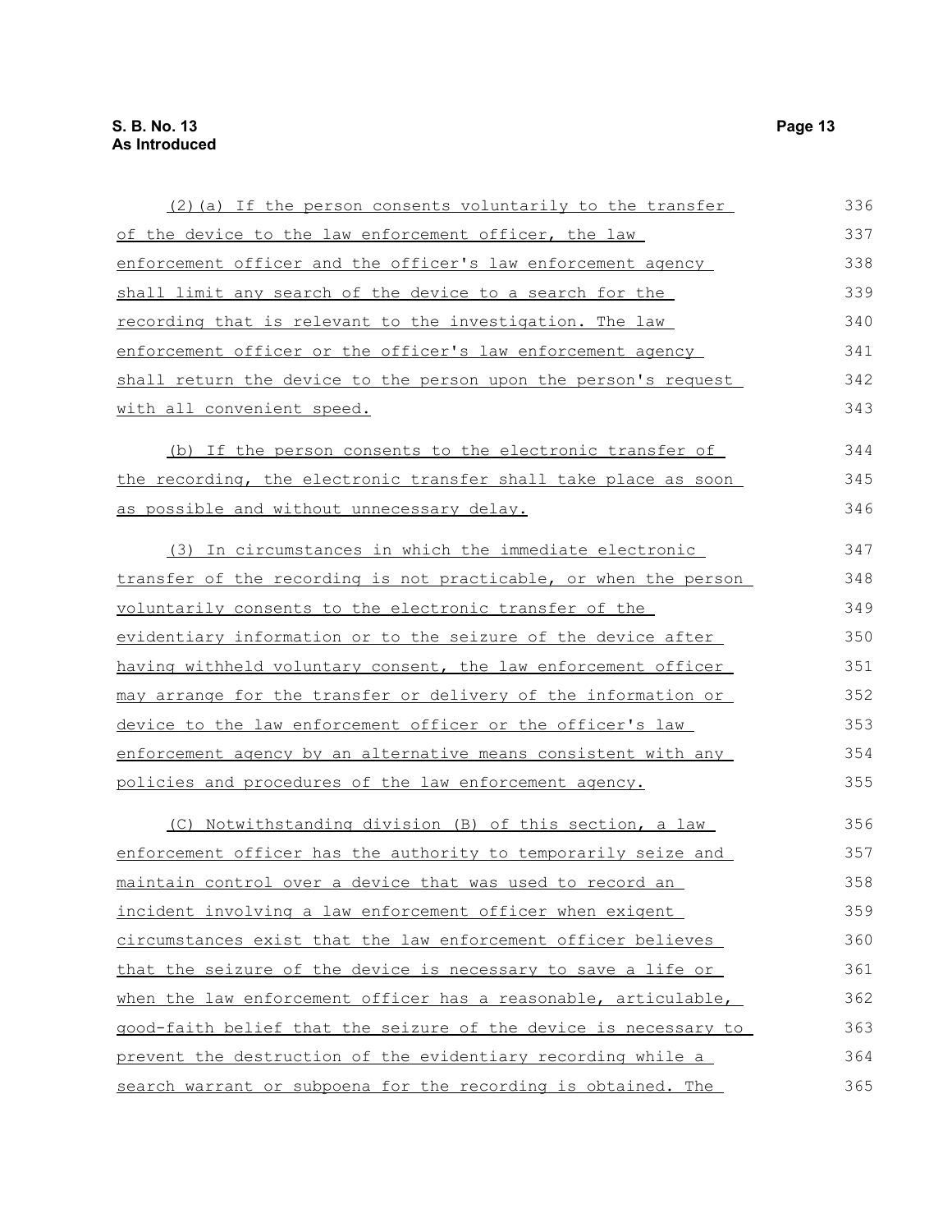(2)(a) If the person consents voluntarily to the transfer of the device to the law enforcement officer, the law enforcement officer and the officer's law enforcement agency shall limit any search of the device to a search for the recording that is relevant to the investigation. The law enforcement officer or the officer's law enforcement agency shall return the device to the person upon the person's request with all convenient speed.

(b) If the person consents to the electronic transfer of the recording, the electronic transfer shall take place as soon as possible and without unnecessary delay.

(3) In circumstances in which the immediate electronic transfer of the recording is not practicable, or when the person voluntarily consents to the electronic transfer of the evidentiary information or to the seizure of the device after having withheld voluntary consent, the law enforcement officer may arrange for the transfer or delivery of the information or device to the law enforcement officer or the officer's law enforcement agency by an alternative means consistent with any policies and procedures of the law enforcement agency.

(C) Notwithstanding division (B) of this section, a law enforcement officer has the authority to temporarily seize and maintain control over a device that was used to record an incident involving a law enforcement officer when exigent circumstances exist that the law enforcement officer believes that the seizure of the device is necessary to save a life or when the law enforcement officer has a reasonable, articulable, good-faith belief that the seizure of the device is necessary to prevent the destruction of the evidentiary recording while a search warrant or subpoena for the recording is obtained. The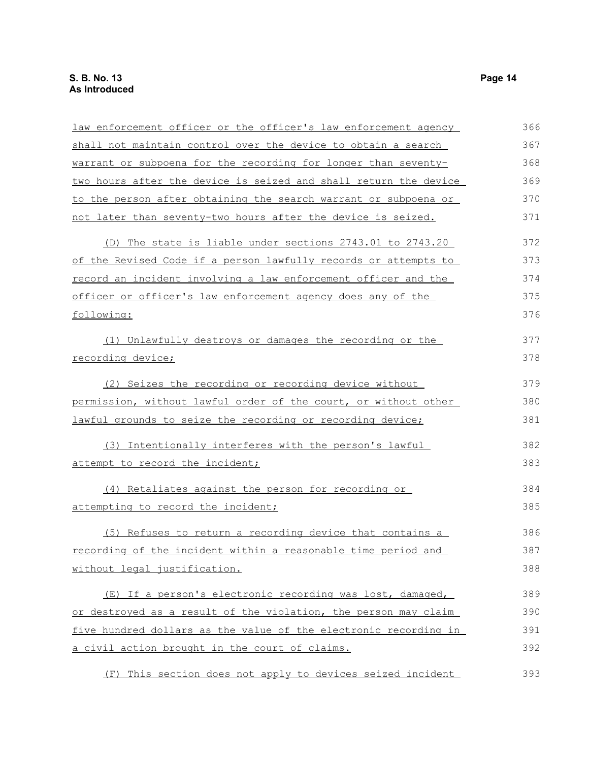law enforcement officer or the officer's law enforcement agency shall not maintain control over the device to obtain a search warrant or subpoena for the recording for longer than seventy-two hours after the device is seized and shall return the device to the person after obtaining the search warrant or subpoena or not later than seventy-two hours after the device is seized.

(D) The state is liable under sections 2743.01 to 2743.20 of the Revised Code if a person lawfully records or attempts to record an incident involving a law enforcement officer and the officer or officer's law enforcement agency does any of the following:

(1) Unlawfully destroys or damages the recording or the recording device;

(2) Seizes the recording or recording device without permission, without lawful order of the court, or without other lawful grounds to seize the recording or recording device;

(3) Intentionally interferes with the person's lawful attempt to record the incident;

(4) Retaliates against the person for recording or attempting to record the incident;

(5) Refuses to return a recording device that contains a recording of the incident within a reasonable time period and without legal justification.

(E) If a person's electronic recording was lost, damaged, or destroyed as a result of the violation, the person may claim five hundred dollars as the value of the electronic recording in a civil action brought in the court of claims.

(F) This section does not apply to devices seized incident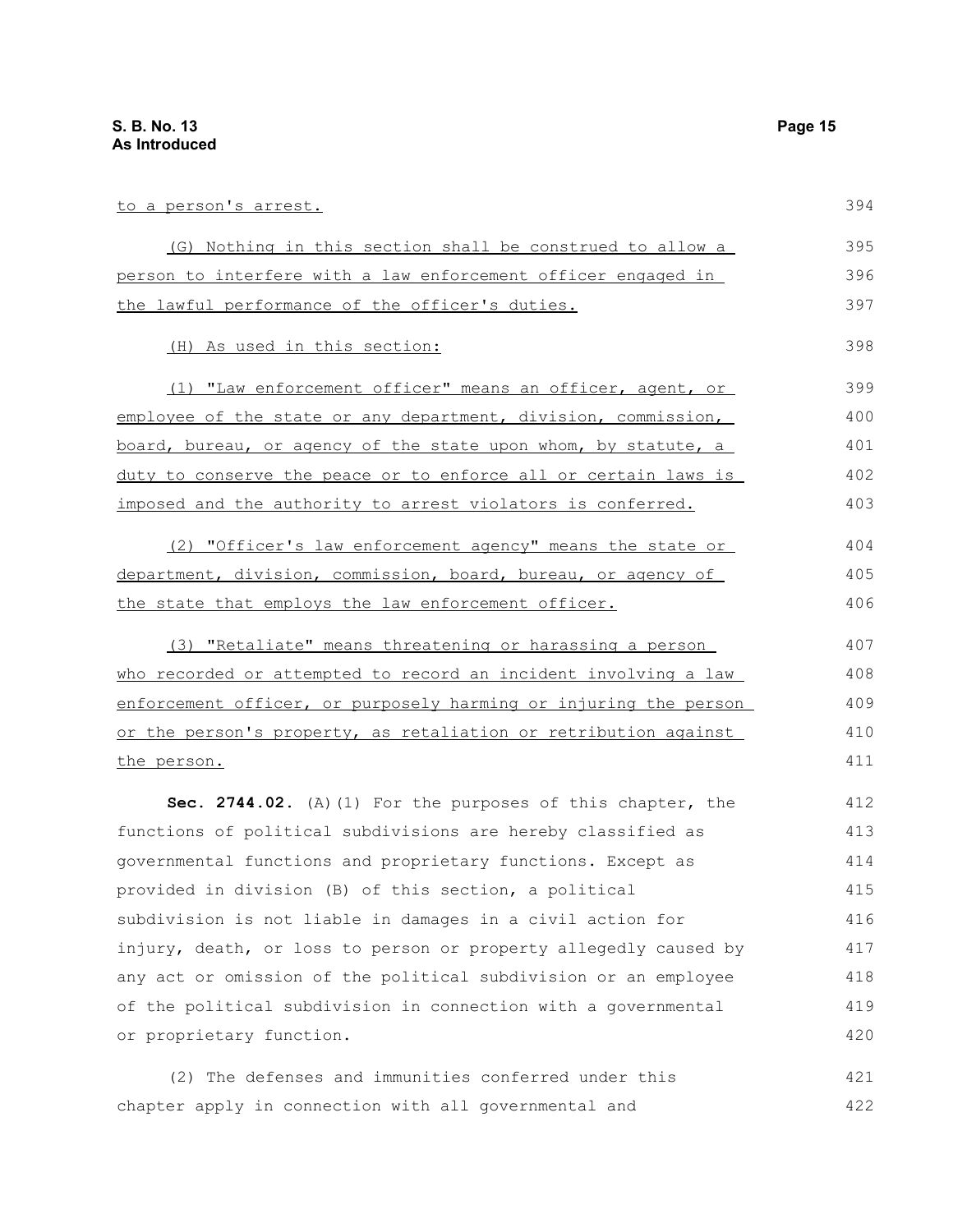to a person's arrest.

(G) Nothing in this section shall be construed to allow a person to interfere with a law enforcement officer engaged in the lawful performance of the officer's duties.

(H) As used in this section:

(1) "Law enforcement officer" means an officer, agent, or employee of the state or any department, division, commission, board, bureau, or agency of the state upon whom, by statute, a duty to conserve the peace or to enforce all or certain laws is imposed and the authority to arrest violators is conferred.

(2) "Officer's law enforcement agency" means the state or department, division, commission, board, bureau, or agency of the state that employs the law enforcement officer.

(3) "Retaliate" means threatening or harassing a person who recorded or attempted to record an incident involving a law enforcement officer, or purposely harming or injuring the person or the person's property, as retaliation or retribution against the person.

**Sec. 2744.02.** (A)(1) For the purposes of this chapter, the functions of political subdivisions are hereby classified as governmental functions and proprietary functions. Except as provided in division (B) of this section, a political subdivision is not liable in damages in a civil action for injury, death, or loss to person or property allegedly caused by any act or omission of the political subdivision or an employee of the political subdivision in connection with a governmental or proprietary function.

(2) The defenses and immunities conferred under this chapter apply in connection with all governmental and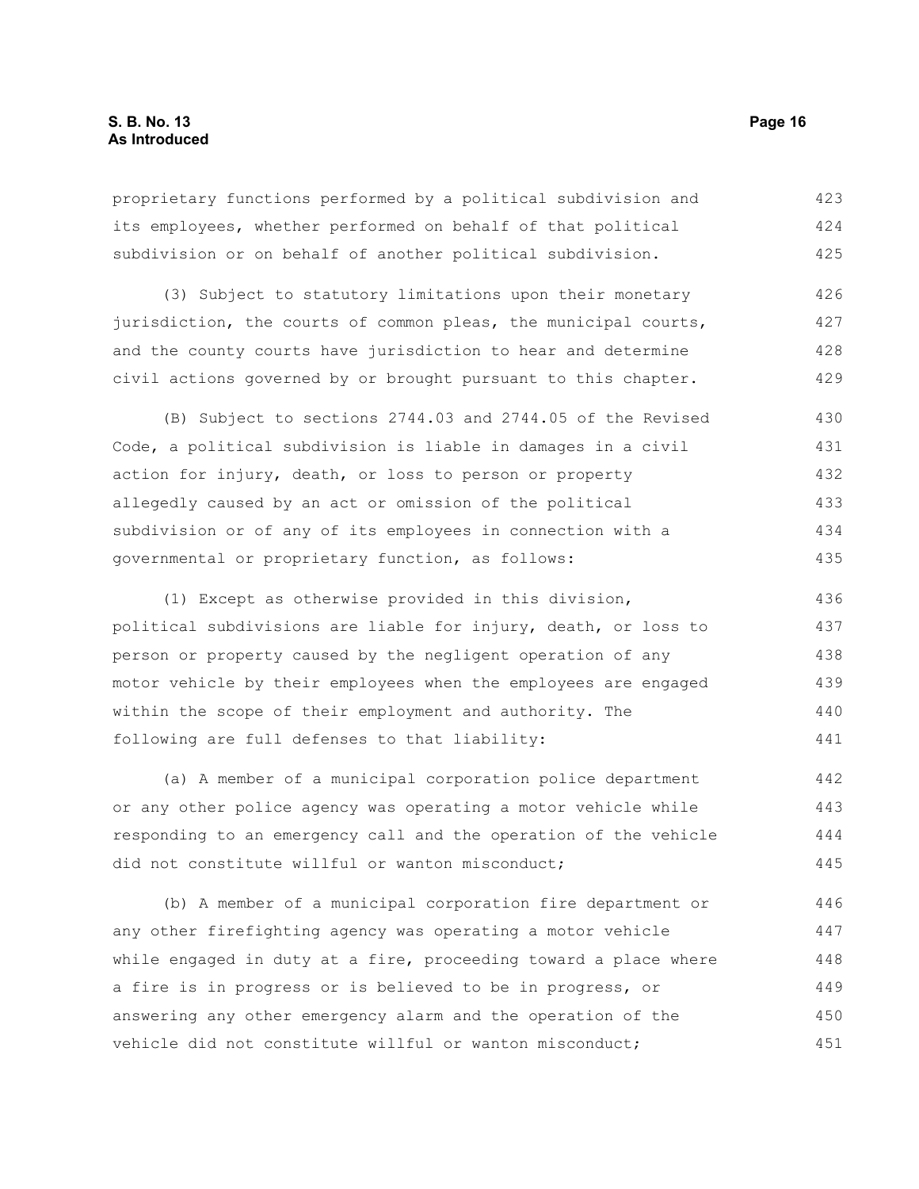proprietary functions performed by a political subdivision and its employees, whether performed on behalf of that political subdivision or on behalf of another political subdivision.

(3) Subject to statutory limitations upon their monetary jurisdiction, the courts of common pleas, the municipal courts, and the county courts have jurisdiction to hear and determine civil actions governed by or brought pursuant to this chapter.

(B) Subject to sections 2744.03 and 2744.05 of the Revised Code, a political subdivision is liable in damages in a civil action for injury, death, or loss to person or property allegedly caused by an act or omission of the political subdivision or of any of its employees in connection with a governmental or proprietary function, as follows:

(1) Except as otherwise provided in this division, political subdivisions are liable for injury, death, or loss to person or property caused by the negligent operation of any motor vehicle by their employees when the employees are engaged within the scope of their employment and authority. The following are full defenses to that liability:

(a) A member of a municipal corporation police department or any other police agency was operating a motor vehicle while responding to an emergency call and the operation of the vehicle did not constitute willful or wanton misconduct;

(b) A member of a municipal corporation fire department or any other firefighting agency was operating a motor vehicle while engaged in duty at a fire, proceeding toward a place where a fire is in progress or is believed to be in progress, or answering any other emergency alarm and the operation of the vehicle did not constitute willful or wanton misconduct;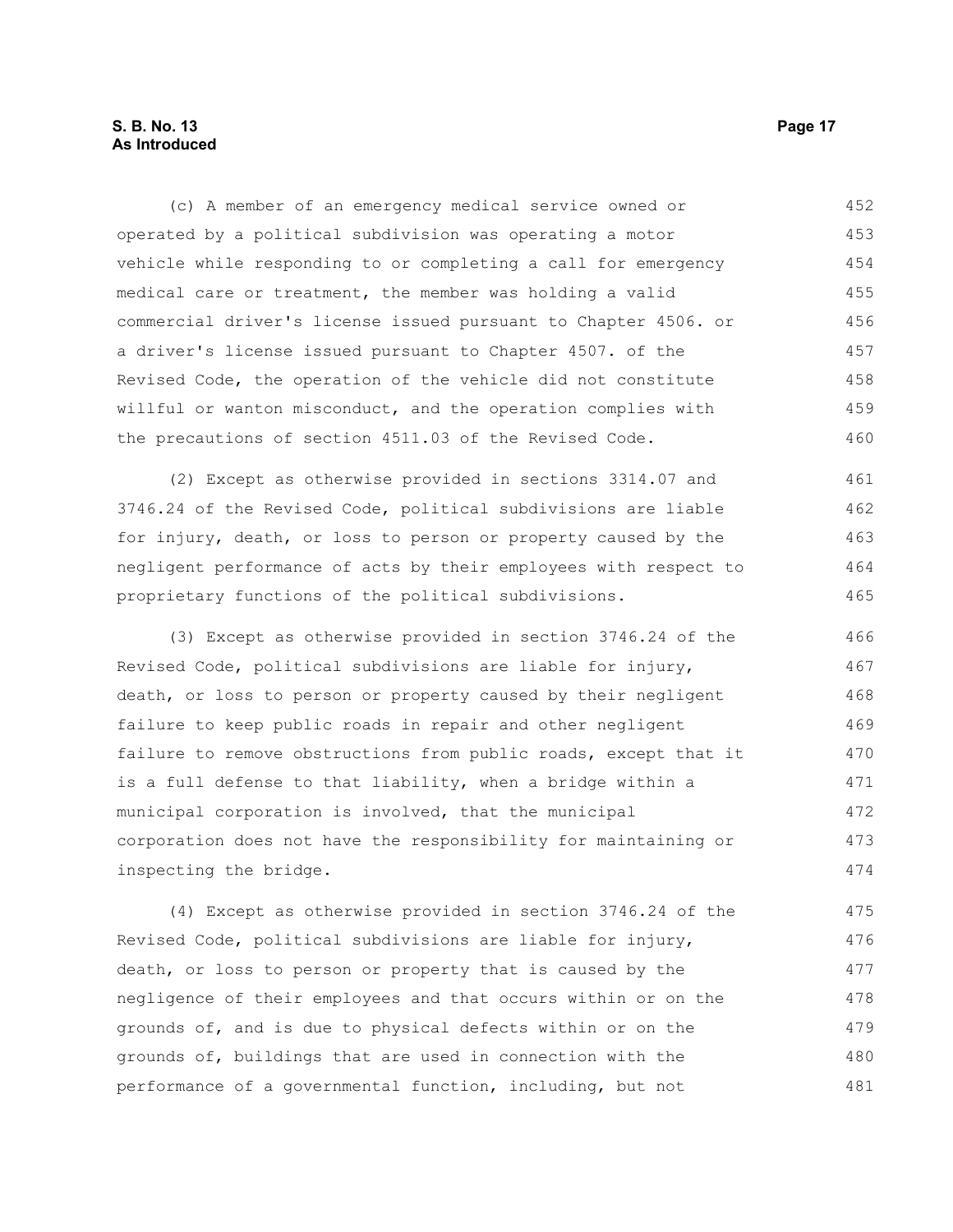(c) A member of an emergency medical service owned or operated by a political subdivision was operating a motor vehicle while responding to or completing a call for emergency medical care or treatment, the member was holding a valid commercial driver's license issued pursuant to Chapter 4506. or a driver's license issued pursuant to Chapter 4507. of the Revised Code, the operation of the vehicle did not constitute willful or wanton misconduct, and the operation complies with the precautions of section 4511.03 of the Revised Code.

(2) Except as otherwise provided in sections 3314.07 and 3746.24 of the Revised Code, political subdivisions are liable for injury, death, or loss to person or property caused by the negligent performance of acts by their employees with respect to proprietary functions of the political subdivisions.

(3) Except as otherwise provided in section 3746.24 of the Revised Code, political subdivisions are liable for injury, death, or loss to person or property caused by their negligent failure to keep public roads in repair and other negligent failure to remove obstructions from public roads, except that it is a full defense to that liability, when a bridge within a municipal corporation is involved, that the municipal corporation does not have the responsibility for maintaining or inspecting the bridge.

(4) Except as otherwise provided in section 3746.24 of the Revised Code, political subdivisions are liable for injury, death, or loss to person or property that is caused by the negligence of their employees and that occurs within or on the grounds of, and is due to physical defects within or on the grounds of, buildings that are used in connection with the performance of a governmental function, including, but not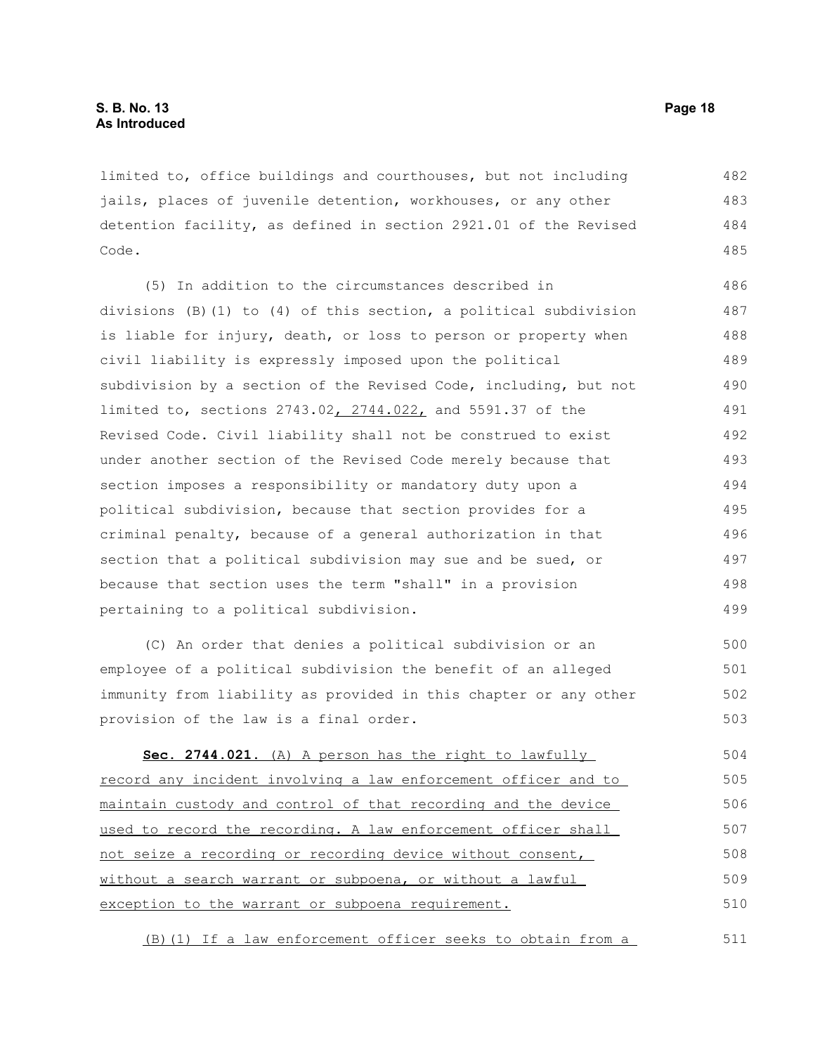limited to, office buildings and courthouses, but not including jails, places of juvenile detention, workhouses, or any other detention facility, as defined in section 2921.01 of the Revised Code.

(5) In addition to the circumstances described in divisions (B)(1) to (4) of this section, a political subdivision is liable for injury, death, or loss to person or property when civil liability is expressly imposed upon the political subdivision by a section of the Revised Code, including, but not limited to, sections 2743.02, 2744.022, and 5591.37 of the Revised Code. Civil liability shall not be construed to exist under another section of the Revised Code merely because that section imposes a responsibility or mandatory duty upon a political subdivision, because that section provides for a criminal penalty, because of a general authorization in that section that a political subdivision may sue and be sued, or because that section uses the term "shall" in a provision pertaining to a political subdivision.

(C) An order that denies a political subdivision or an employee of a political subdivision the benefit of an alleged immunity from liability as provided in this chapter or any other provision of the law is a final order.

**Sec. 2744.021.** (A) A person has the right to lawfully record any incident involving a law enforcement officer and to maintain custody and control of that recording and the device used to record the recording. A law enforcement officer shall not seize a recording or recording device without consent, without a search warrant or subpoena, or without a lawful exception to the warrant or subpoena requirement.

(B)(1) If a law enforcement officer seeks to obtain from a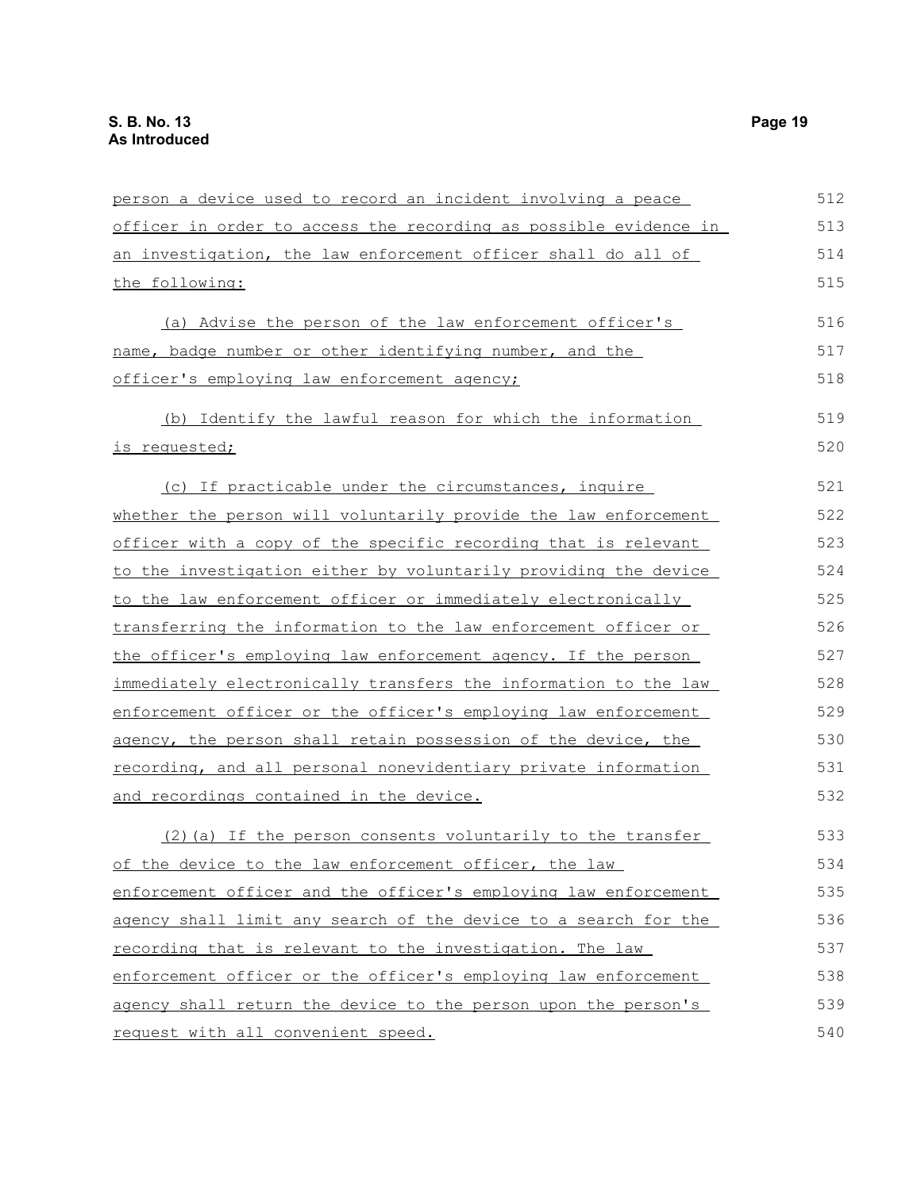person a device used to record an incident involving a peace officer in order to access the recording as possible evidence in an investigation, the law enforcement officer shall do all of the following:

(a) Advise the person of the law enforcement officer's name, badge number or other identifying number, and the officer's employing law enforcement agency;

(b) Identify the lawful reason for which the information is requested;

(c) If practicable under the circumstances, inquire whether the person will voluntarily provide the law enforcement officer with a copy of the specific recording that is relevant to the investigation either by voluntarily providing the device to the law enforcement officer or immediately electronically transferring the information to the law enforcement officer or the officer's employing law enforcement agency. If the person immediately electronically transfers the information to the law enforcement officer or the officer's employing law enforcement agency, the person shall retain possession of the device, the recording, and all personal nonevidentiary private information and recordings contained in the device.

(2)(a) If the person consents voluntarily to the transfer of the device to the law enforcement officer, the law enforcement officer and the officer's employing law enforcement agency shall limit any search of the device to a search for the recording that is relevant to the investigation. The law enforcement officer or the officer's employing law enforcement agency shall return the device to the person upon the person's request with all convenient speed.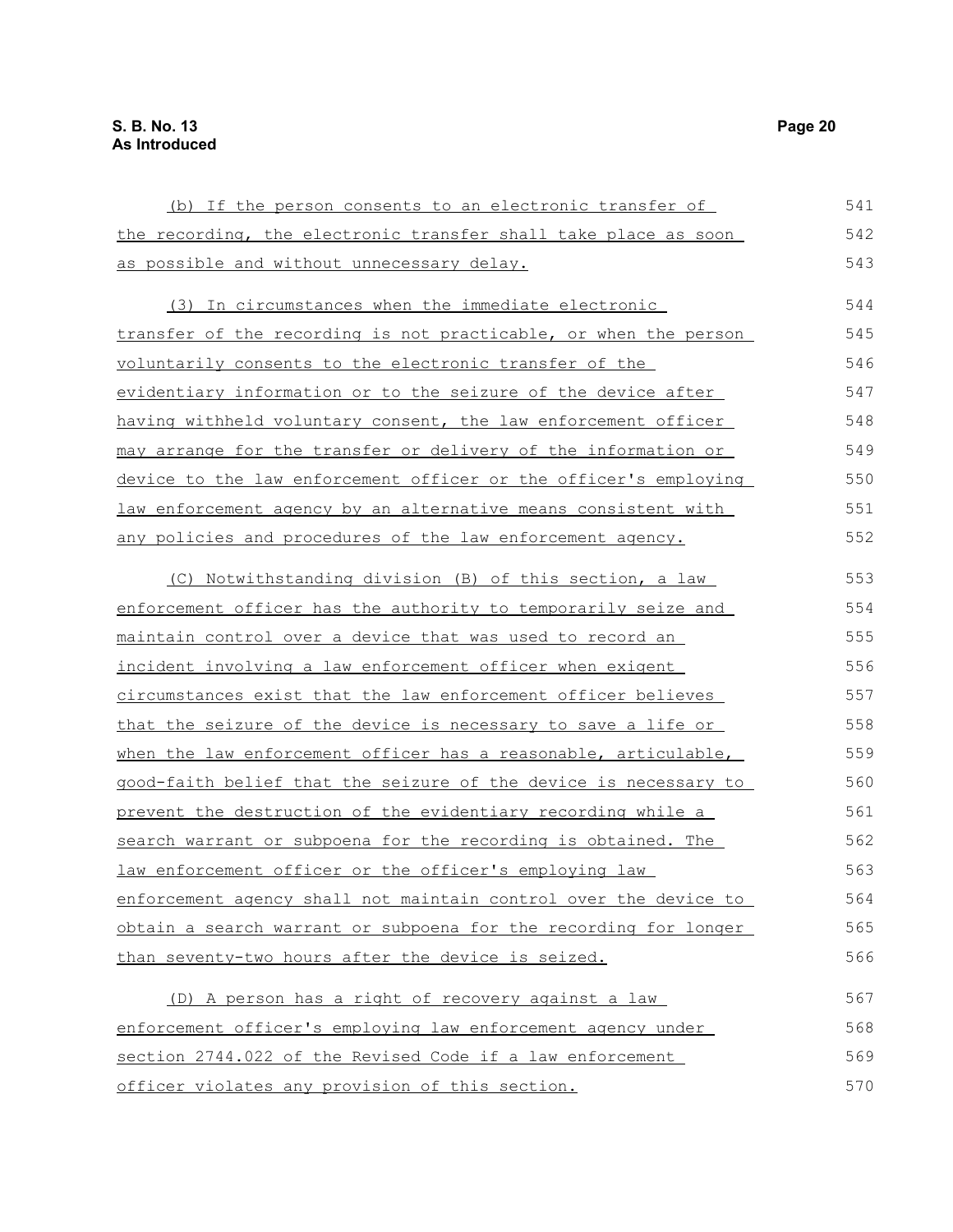(b) If the person consents to an electronic transfer of the recording, the electronic transfer shall take place as soon as possible and without unnecessary delay.

(3) In circumstances when the immediate electronic transfer of the recording is not practicable, or when the person voluntarily consents to the electronic transfer of the evidentiary information or to the seizure of the device after having withheld voluntary consent, the law enforcement officer may arrange for the transfer or delivery of the information or device to the law enforcement officer or the officer's employing law enforcement agency by an alternative means consistent with any policies and procedures of the law enforcement agency.

(C) Notwithstanding division (B) of this section, a law enforcement officer has the authority to temporarily seize and maintain control over a device that was used to record an incident involving a law enforcement officer when exigent circumstances exist that the law enforcement officer believes that the seizure of the device is necessary to save a life or when the law enforcement officer has a reasonable, articulable, good-faith belief that the seizure of the device is necessary to prevent the destruction of the evidentiary recording while a search warrant or subpoena for the recording is obtained. The law enforcement officer or the officer's employing law enforcement agency shall not maintain control over the device to obtain a search warrant or subpoena for the recording for longer than seventy-two hours after the device is seized.

(D) A person has a right of recovery against a law enforcement officer's employing law enforcement agency under section 2744.022 of the Revised Code if a law enforcement officer violates any provision of this section.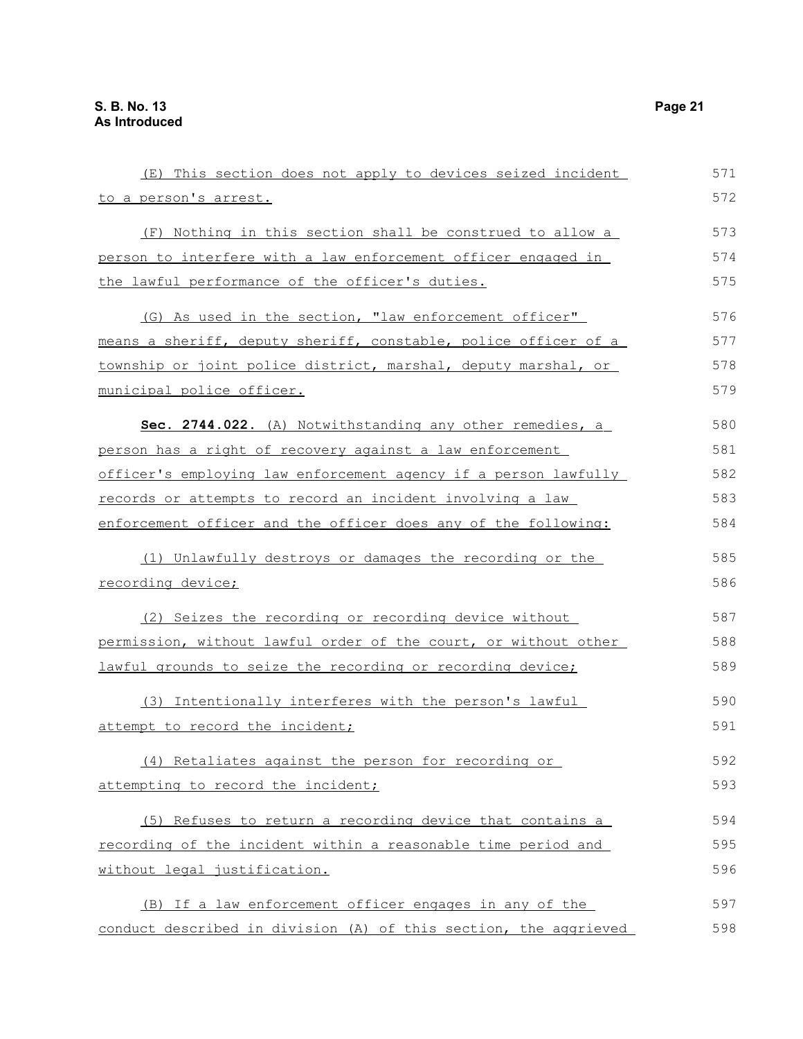(E) This section does not apply to devices seized incident to a person's arrest.

(F) Nothing in this section shall be construed to allow a person to interfere with a law enforcement officer engaged in the lawful performance of the officer's duties.

(G) As used in the section, "law enforcement officer" means a sheriff, deputy sheriff, constable, police officer of a township or joint police district, marshal, deputy marshal, or municipal police officer.

**Sec. 2744.022.** (A) Notwithstanding any other remedies, a person has a right of recovery against a law enforcement officer's employing law enforcement agency if a person lawfully records or attempts to record an incident involving a law enforcement officer and the officer does any of the following:

(1) Unlawfully destroys or damages the recording or the recording device;

(2) Seizes the recording or recording device without permission, without lawful order of the court, or without other lawful grounds to seize the recording or recording device;

(3) Intentionally interferes with the person's lawful attempt to record the incident;

(4) Retaliates against the person for recording or attempting to record the incident;

(5) Refuses to return a recording device that contains a recording of the incident within a reasonable time period and without legal justification.

(B) If a law enforcement officer engages in any of the conduct described in division (A) of this section, the aggrieved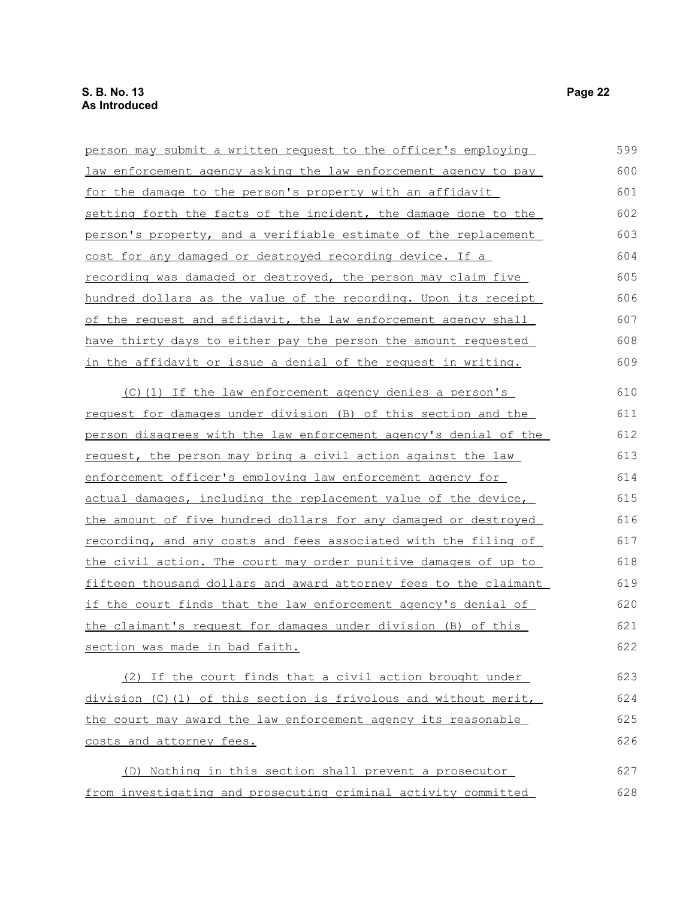person may submit a written request to the officer's employing law enforcement agency asking the law enforcement agency to pay for the damage to the person's property with an affidavit setting forth the facts of the incident, the damage done to the person's property, and a verifiable estimate of the replacement cost for any damaged or destroyed recording device. If a recording was damaged or destroyed, the person may claim five hundred dollars as the value of the recording. Upon its receipt of the request and affidavit, the law enforcement agency shall have thirty days to either pay the person the amount requested in the affidavit or issue a denial of the request in writing.

(C)(1) If the law enforcement agency denies a person's request for damages under division (B) of this section and the person disagrees with the law enforcement agency's denial of the request, the person may bring a civil action against the law enforcement officer's employing law enforcement agency for actual damages, including the replacement value of the device, the amount of five hundred dollars for any damaged or destroyed recording, and any costs and fees associated with the filing of the civil action. The court may order punitive damages of up to fifteen thousand dollars and award attorney fees to the claimant if the court finds that the law enforcement agency's denial of the claimant's request for damages under division (B) of this section was made in bad faith.

(2) If the court finds that a civil action brought under division (C)(1) of this section is frivolous and without merit, the court may award the law enforcement agency its reasonable costs and attorney fees.

(D) Nothing in this section shall prevent a prosecutor from investigating and prosecuting criminal activity committed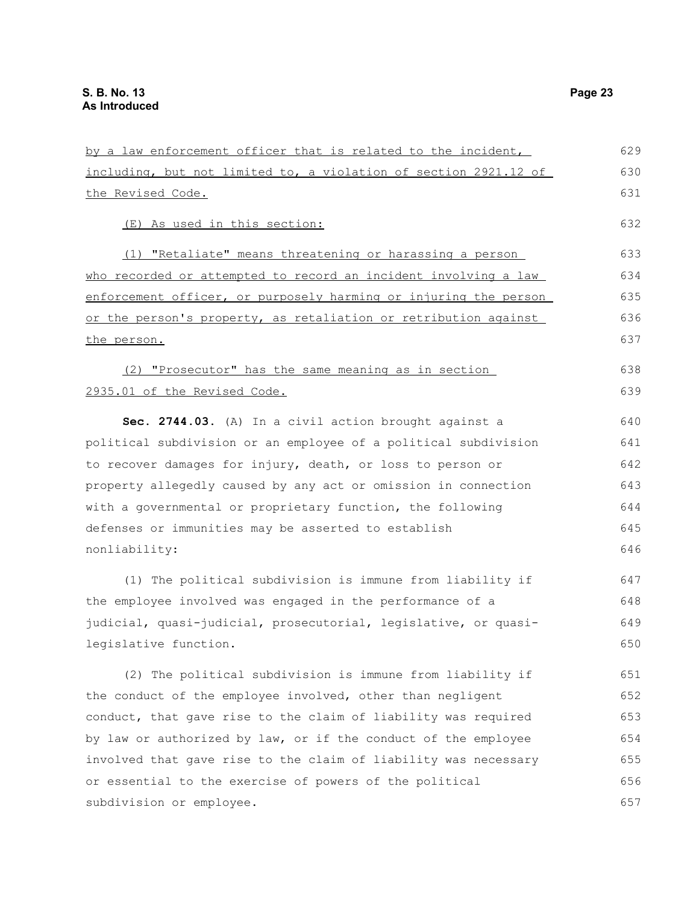by a law enforcement officer that is related to the incident, including, but not limited to, a violation of section 2921.12 of the Revised Code.

(E) As used in this section:

(1) "Retaliate" means threatening or harassing a person who recorded or attempted to record an incident involving a law enforcement officer, or purposely harming or injuring the person or the person's property, as retaliation or retribution against the person.

(2) "Prosecutor" has the same meaning as in section 2935.01 of the Revised Code.

**Sec. 2744.03.** (A) In a civil action brought against a political subdivision or an employee of a political subdivision to recover damages for injury, death, or loss to person or property allegedly caused by any act or omission in connection with a governmental or proprietary function, the following defenses or immunities may be asserted to establish nonliability:

(1) The political subdivision is immune from liability if the employee involved was engaged in the performance of a judicial, quasi-judicial, prosecutorial, legislative, or quasi-legislative function.

(2) The political subdivision is immune from liability if the conduct of the employee involved, other than negligent conduct, that gave rise to the claim of liability was required by law or authorized by law, or if the conduct of the employee involved that gave rise to the claim of liability was necessary or essential to the exercise of powers of the political subdivision or employee.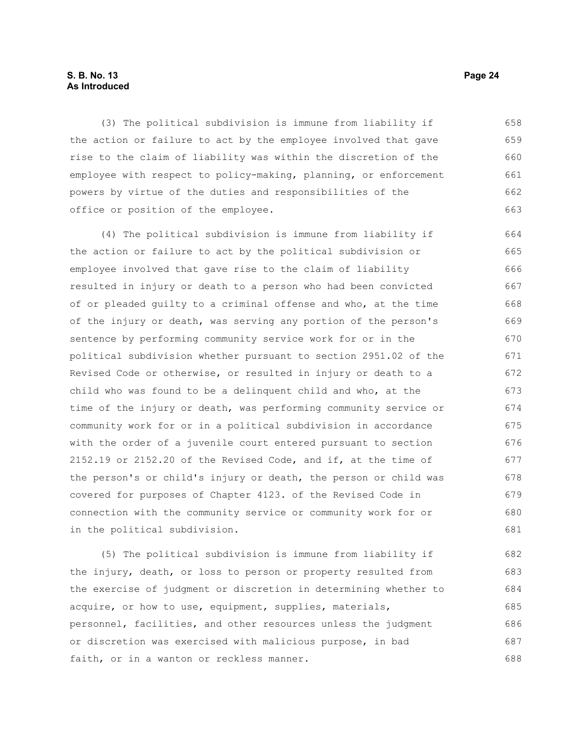(3) The political subdivision is immune from liability if the action or failure to act by the employee involved that gave rise to the claim of liability was within the discretion of the employee with respect to policy-making, planning, or enforcement powers by virtue of the duties and responsibilities of the office or position of the employee.

(4) The political subdivision is immune from liability if the action or failure to act by the political subdivision or employee involved that gave rise to the claim of liability resulted in injury or death to a person who had been convicted of or pleaded guilty to a criminal offense and who, at the time of the injury or death, was serving any portion of the person's sentence by performing community service work for or in the political subdivision whether pursuant to section 2951.02 of the Revised Code or otherwise, or resulted in injury or death to a child who was found to be a delinquent child and who, at the time of the injury or death, was performing community service or community work for or in a political subdivision in accordance with the order of a juvenile court entered pursuant to section 2152.19 or 2152.20 of the Revised Code, and if, at the time of the person's or child's injury or death, the person or child was covered for purposes of Chapter 4123. of the Revised Code in connection with the community service or community work for or in the political subdivision.

(5) The political subdivision is immune from liability if the injury, death, or loss to person or property resulted from the exercise of judgment or discretion in determining whether to acquire, or how to use, equipment, supplies, materials, personnel, facilities, and other resources unless the judgment or discretion was exercised with malicious purpose, in bad faith, or in a wanton or reckless manner.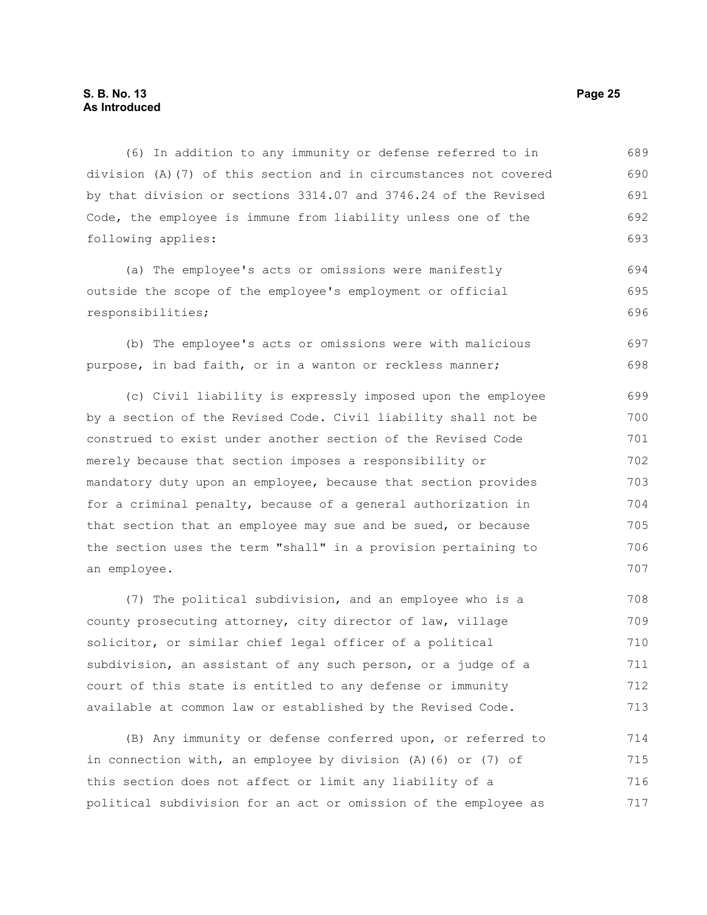(6) In addition to any immunity or defense referred to in division (A)(7) of this section and in circumstances not covered by that division or sections 3314.07 and 3746.24 of the Revised Code, the employee is immune from liability unless one of the following applies:

(a) The employee's acts or omissions were manifestly outside the scope of the employee's employment or official responsibilities;

(b) The employee's acts or omissions were with malicious purpose, in bad faith, or in a wanton or reckless manner;

(c) Civil liability is expressly imposed upon the employee by a section of the Revised Code. Civil liability shall not be construed to exist under another section of the Revised Code merely because that section imposes a responsibility or mandatory duty upon an employee, because that section provides for a criminal penalty, because of a general authorization in that section that an employee may sue and be sued, or because the section uses the term "shall" in a provision pertaining to an employee.

(7) The political subdivision, and an employee who is a county prosecuting attorney, city director of law, village solicitor, or similar chief legal officer of a political subdivision, an assistant of any such person, or a judge of a court of this state is entitled to any defense or immunity available at common law or established by the Revised Code.

(B) Any immunity or defense conferred upon, or referred to in connection with, an employee by division (A)(6) or (7) of this section does not affect or limit any liability of a political subdivision for an act or omission of the employee as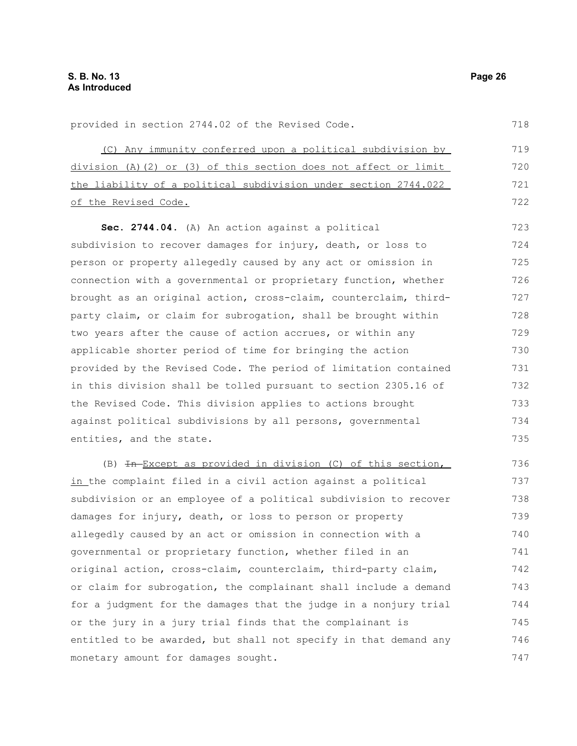provided in section 2744.02 of the Revised Code.

<u>(C) Any immunity conferred upon a political subdivision by division (A)(2) or (3) of this section does not affect or limit the liability of a political subdivision under section 2744.022 of the Revised Code.</u>

**Sec. 2744.04.** (A) An action against a political subdivision to recover damages for injury, death, or loss to person or property allegedly caused by any act or omission in connection with a governmental or proprietary function, whether brought as an original action, cross-claim, counterclaim, third-party claim, or claim for subrogation, shall be brought within two years after the cause of action accrues, or within any applicable shorter period of time for bringing the action provided by the Revised Code. The period of limitation contained in this division shall be tolled pursuant to section 2305.16 of the Revised Code. This division applies to actions brought against political subdivisions by all persons, governmental entities, and the state.

(B) ~~In~~ <u>Except as provided in division (C) of this section, in</u> the complaint filed in a civil action against a political subdivision or an employee of a political subdivision to recover damages for injury, death, or loss to person or property allegedly caused by an act or omission in connection with a governmental or proprietary function, whether filed in an original action, cross-claim, counterclaim, third-party claim, or claim for subrogation, the complainant shall include a demand for a judgment for the damages that the judge in a nonjury trial or the jury in a jury trial finds that the complainant is entitled to be awarded, but shall not specify in that demand any monetary amount for damages sought.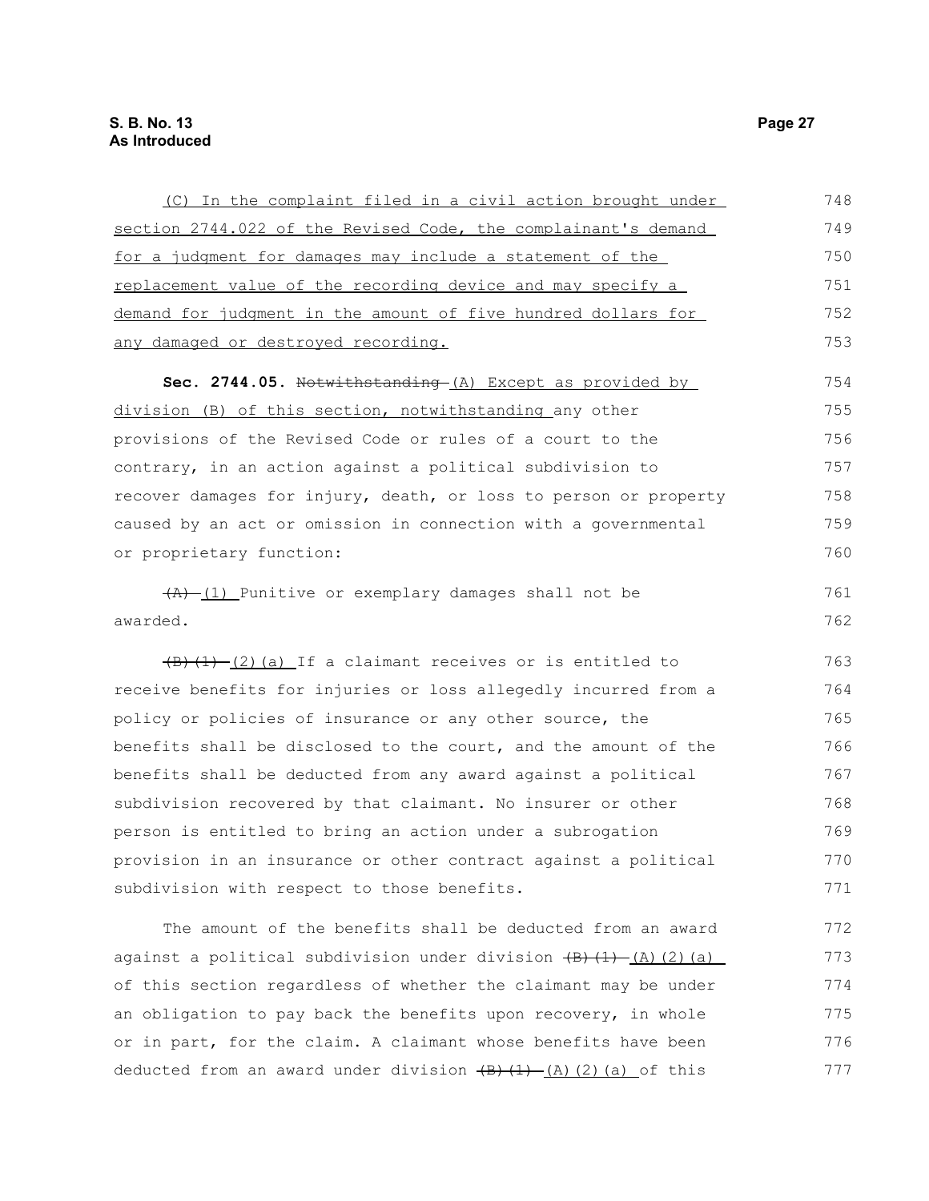(C) In the complaint filed in a civil action brought under section 2744.022 of the Revised Code, the complainant's demand for a judgment for damages may include a statement of the replacement value of the recording device and may specify a demand for judgment in the amount of five hundred dollars for any damaged or destroyed recording.

**Sec. 2744.05.** ~~Notwithstanding~~ (A) Except as provided by division (B) of this section, notwithstanding any other provisions of the Revised Code or rules of a court to the contrary, in an action against a political subdivision to recover damages for injury, death, or loss to person or property caused by an act or omission in connection with a governmental or proprietary function:

~~(A)~~ (1) Punitive or exemplary damages shall not be awarded.

~~(B)(1)~~ (2)(a) If a claimant receives or is entitled to receive benefits for injuries or loss allegedly incurred from a policy or policies of insurance or any other source, the benefits shall be disclosed to the court, and the amount of the benefits shall be deducted from any award against a political subdivision recovered by that claimant. No insurer or other person is entitled to bring an action under a subrogation provision in an insurance or other contract against a political subdivision with respect to those benefits.

The amount of the benefits shall be deducted from an award against a political subdivision under division ~~(B)(1)~~ (A)(2)(a) of this section regardless of whether the claimant may be under an obligation to pay back the benefits upon recovery, in whole or in part, for the claim. A claimant whose benefits have been deducted from an award under division ~~(B)(1)~~ (A)(2)(a) of this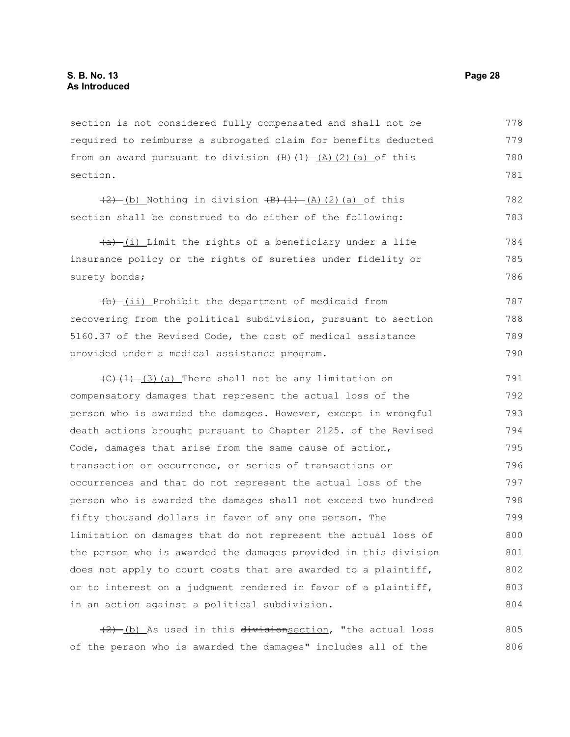section is not considered fully compensated and shall not be required to reimburse a subrogated claim for benefits deducted from an award pursuant to division ~~(B)(1)~~ (A)(2)(a) of this section.

~~(2)~~ (b) Nothing in division ~~(B)(1)~~ (A)(2)(a) of this section shall be construed to do either of the following:

~~(a)~~ (i) Limit the rights of a beneficiary under a life insurance policy or the rights of sureties under fidelity or surety bonds;

~~(b)~~ (ii) Prohibit the department of medicaid from recovering from the political subdivision, pursuant to section 5160.37 of the Revised Code, the cost of medical assistance provided under a medical assistance program.

~~(C)(1)~~ (3)(a) There shall not be any limitation on compensatory damages that represent the actual loss of the person who is awarded the damages. However, except in wrongful death actions brought pursuant to Chapter 2125. of the Revised Code, damages that arise from the same cause of action, transaction or occurrence, or series of transactions or occurrences and that do not represent the actual loss of the person who is awarded the damages shall not exceed two hundred fifty thousand dollars in favor of any one person. The limitation on damages that do not represent the actual loss of the person who is awarded the damages provided in this division does not apply to court costs that are awarded to a plaintiff, or to interest on a judgment rendered in favor of a plaintiff, in an action against a political subdivision.

~~(2)~~ (b) As used in this ~~division~~section, "the actual loss of the person who is awarded the damages" includes all of the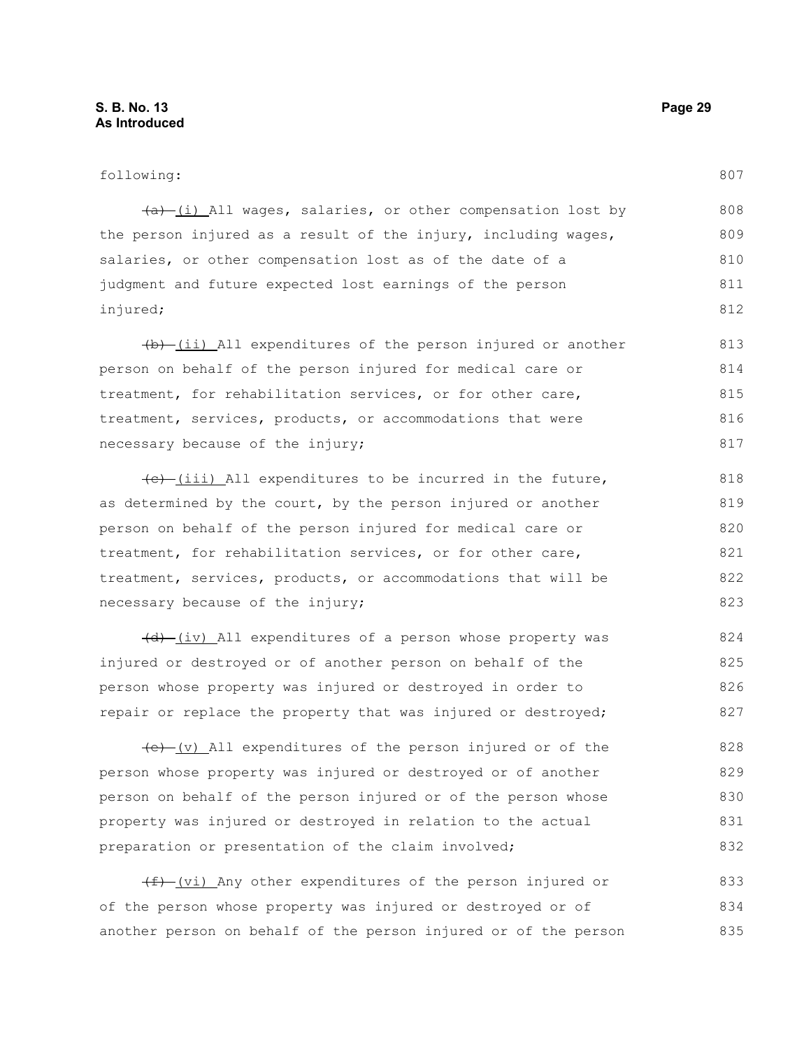following:

~~(a)~~ (i) All wages, salaries, or other compensation lost by the person injured as a result of the injury, including wages, salaries, or other compensation lost as of the date of a judgment and future expected lost earnings of the person injured;

~~(b)~~ (ii) All expenditures of the person injured or another person on behalf of the person injured for medical care or treatment, for rehabilitation services, or for other care, treatment, services, products, or accommodations that were necessary because of the injury;

~~(c)~~ (iii) All expenditures to be incurred in the future, as determined by the court, by the person injured or another person on behalf of the person injured for medical care or treatment, for rehabilitation services, or for other care, treatment, services, products, or accommodations that will be necessary because of the injury;

~~(d)~~ (iv) All expenditures of a person whose property was injured or destroyed or of another person on behalf of the person whose property was injured or destroyed in order to repair or replace the property that was injured or destroyed;

~~(e)~~ (v) All expenditures of the person injured or of the person whose property was injured or destroyed or of another person on behalf of the person injured or of the person whose property was injured or destroyed in relation to the actual preparation or presentation of the claim involved;

~~(f)~~ (vi) Any other expenditures of the person injured or of the person whose property was injured or destroyed or of another person on behalf of the person injured or of the person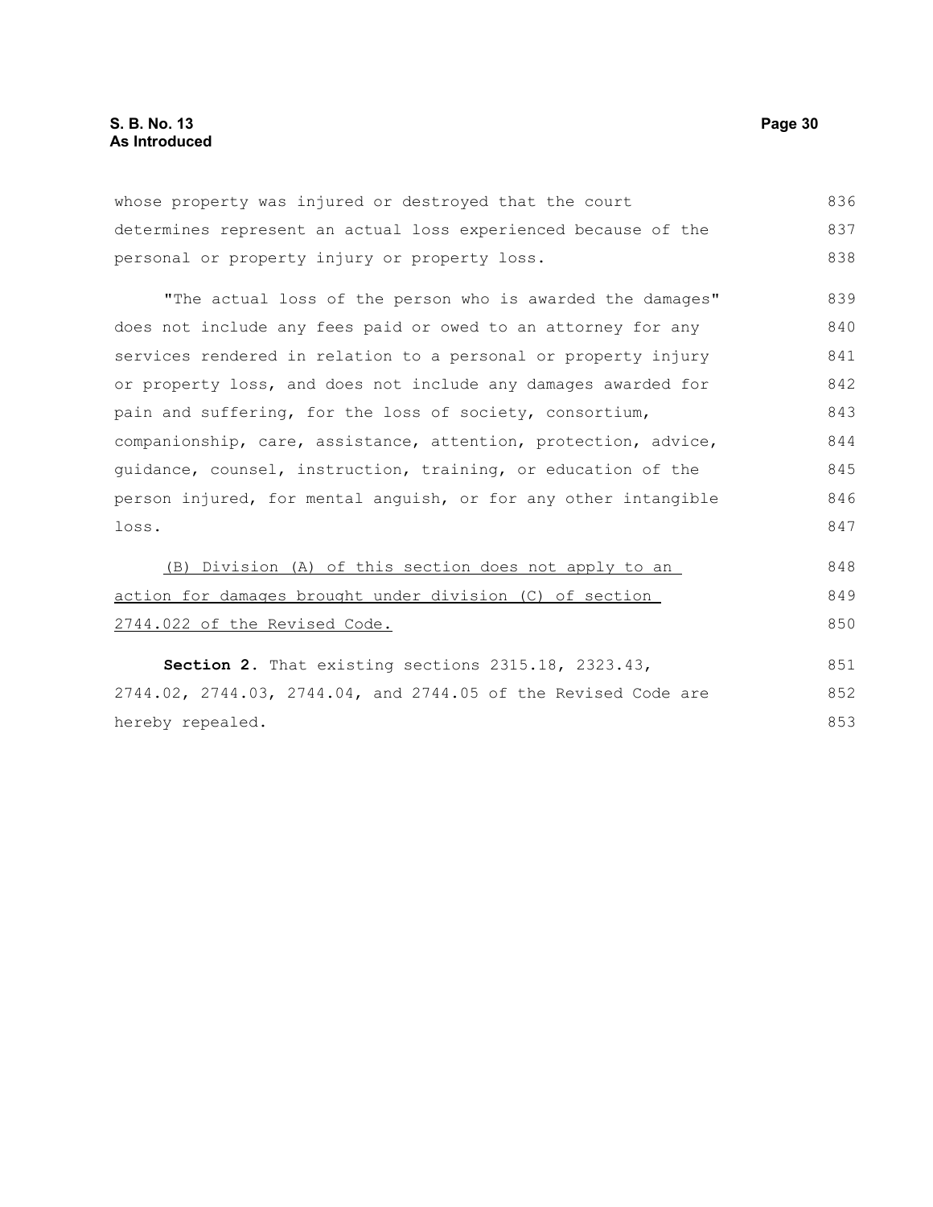whose property was injured or destroyed that the court determines represent an actual loss experienced because of the personal or property injury or property loss.

"The actual loss of the person who is awarded the damages" does not include any fees paid or owed to an attorney for any services rendered in relation to a personal or property injury or property loss, and does not include any damages awarded for pain and suffering, for the loss of society, consortium, companionship, care, assistance, attention, protection, advice, guidance, counsel, instruction, training, or education of the person injured, for mental anguish, or for any other intangible loss.

<u>(B) Division (A) of this section does not apply to an action for damages brought under division (C) of section 2744.022 of the Revised Code.</u>

**Section 2.** That existing sections 2315.18, 2323.43, 2744.02, 2744.03, 2744.04, and 2744.05 of the Revised Code are hereby repealed.